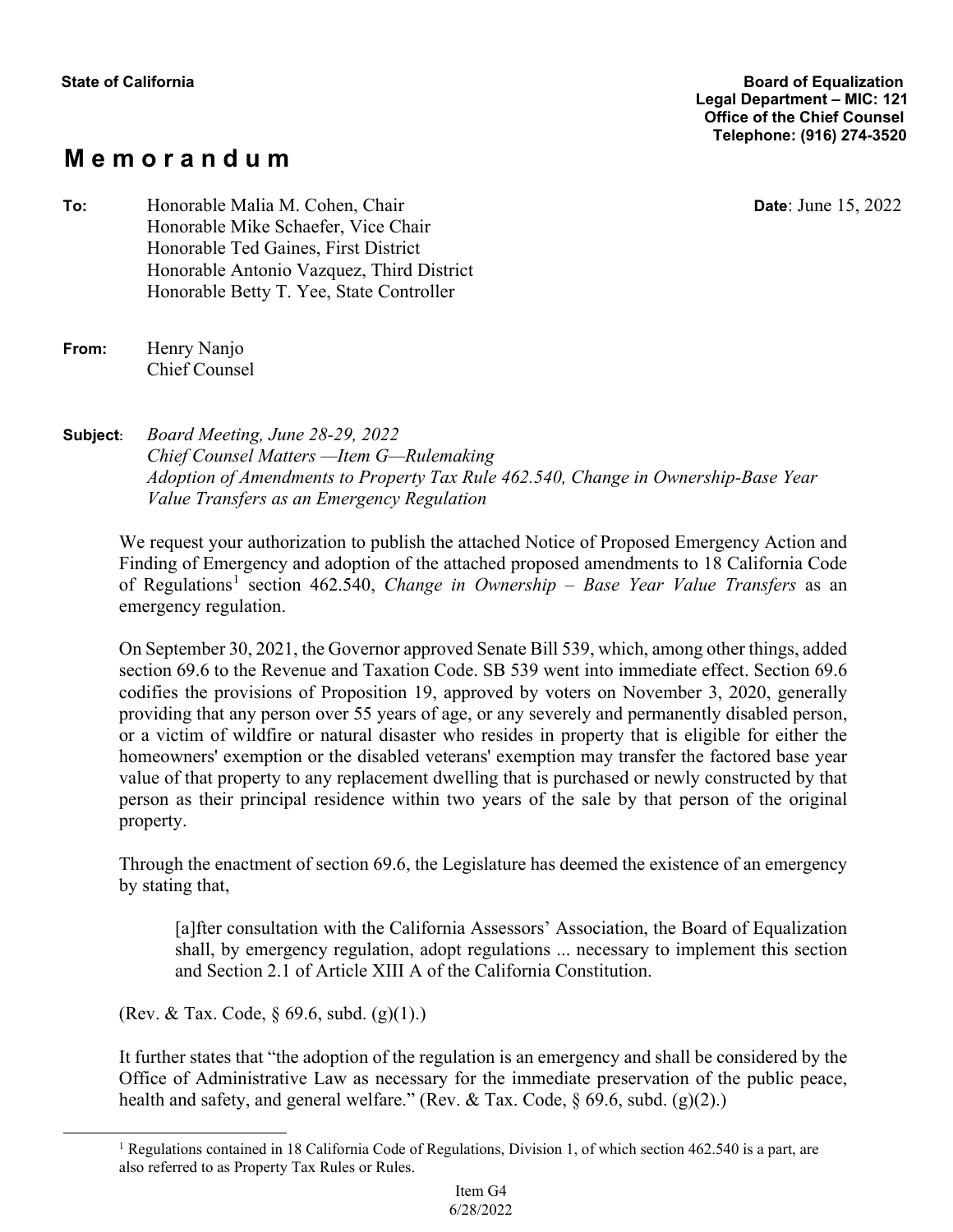**State of California**

**Board of Equalization**
**Legal Department – MIC: 121**
**Office of the Chief Counsel**
**Telephone: (916) 274-3520**

# M e m o r a n d u m

**To:** Honorable Malia M. Cohen, Chair
Honorable Mike Schaefer, Vice Chair
Honorable Ted Gaines, First District
Honorable Antonio Vazquez, Third District
Honorable Betty T. Yee, State Controller

**Date**: June 15, 2022

**From:** Henry Nanjo
Chief Counsel

**Subject:** *Board Meeting, June 28-29, 2022*
*Chief Counsel Matters —Item G—Rulemaking*
*Adoption of Amendments to Property Tax Rule 462.540, Change in Ownership-Base Year Value Transfers as an Emergency Regulation*

We request your authorization to publish the attached Notice of Proposed Emergency Action and Finding of Emergency and adoption of the attached proposed amendments to 18 California Code of Regulations[1] section 462.540, *Change in Ownership – Base Year Value Transfers* as an emergency regulation.

On September 30, 2021, the Governor approved Senate Bill 539, which, among other things, added section 69.6 to the Revenue and Taxation Code. SB 539 went into immediate effect. Section 69.6 codifies the provisions of Proposition 19, approved by voters on November 3, 2020, generally providing that any person over 55 years of age, or any severely and permanently disabled person, or a victim of wildfire or natural disaster who resides in property that is eligible for either the homeowners' exemption or the disabled veterans' exemption may transfer the factored base year value of that property to any replacement dwelling that is purchased or newly constructed by that person as their principal residence within two years of the sale by that person of the original property.

Through the enactment of section 69.6, the Legislature has deemed the existence of an emergency by stating that,

> [a]fter consultation with the California Assessors' Association, the Board of Equalization shall, by emergency regulation, adopt regulations ... necessary to implement this section and Section 2.1 of Article XIII A of the California Constitution.

(Rev. & Tax. Code, § 69.6, subd. (g)(1).)

It further states that "the adoption of the regulation is an emergency and shall be considered by the Office of Administrative Law as necessary for the immediate preservation of the public peace, health and safety, and general welfare." (Rev. & Tax. Code, § 69.6, subd. (g)(2).)

---

[1] Regulations contained in 18 California Code of Regulations, Division 1, of which section 462.540 is a part, are also referred to as Property Tax Rules or Rules.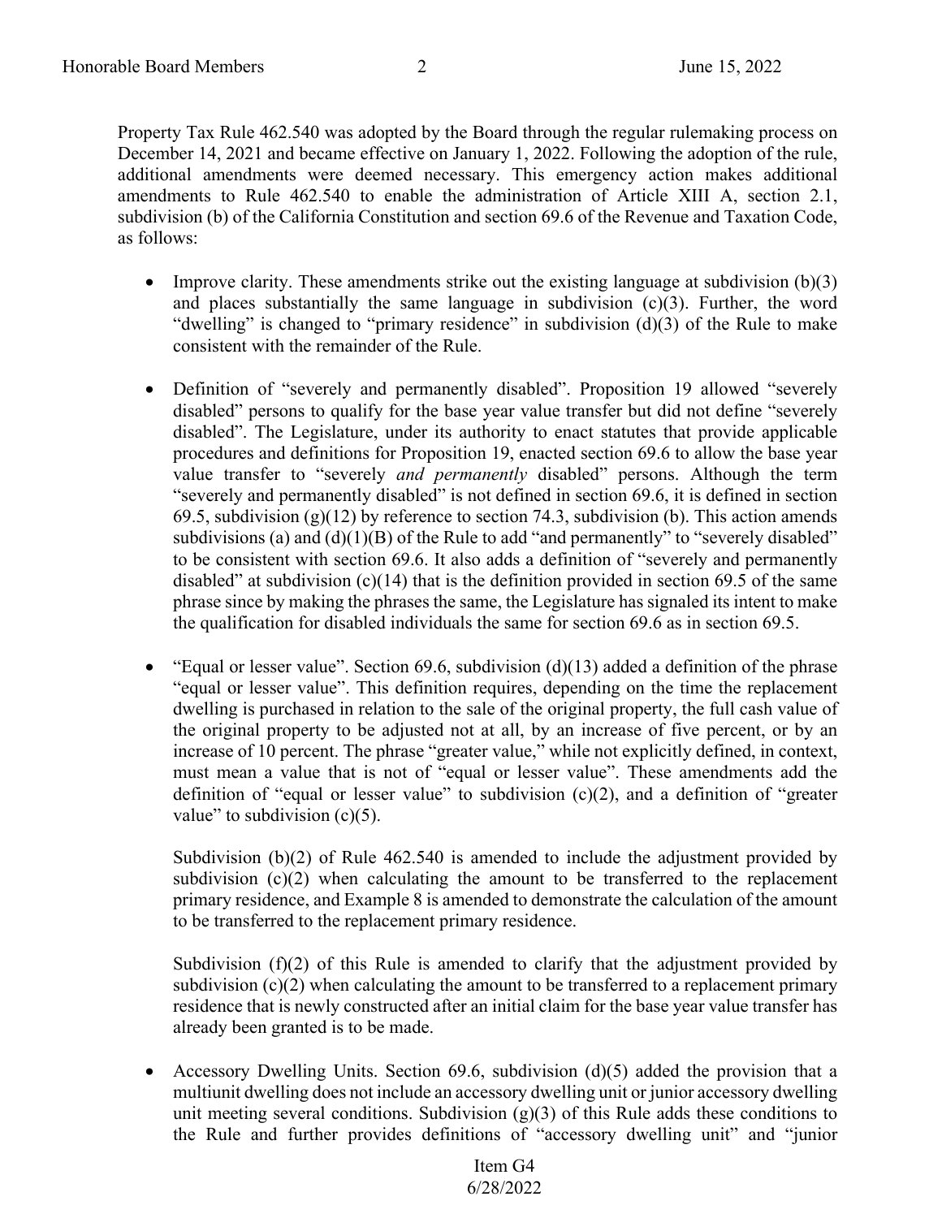Property Tax Rule 462.540 was adopted by the Board through the regular rulemaking process on December 14, 2021 and became effective on January 1, 2022. Following the adoption of the rule, additional amendments were deemed necessary. This emergency action makes additional amendments to Rule 462.540 to enable the administration of Article XIII A, section 2.1, subdivision (b) of the California Constitution and section 69.6 of the Revenue and Taxation Code, as follows:

- Improve clarity. These amendments strike out the existing language at subdivision (b)(3) and places substantially the same language in subdivision (c)(3). Further, the word "dwelling" is changed to "primary residence" in subdivision (d)(3) of the Rule to make consistent with the remainder of the Rule.

- Definition of "severely and permanently disabled". Proposition 19 allowed "severely disabled" persons to qualify for the base year value transfer but did not define "severely disabled". The Legislature, under its authority to enact statutes that provide applicable procedures and definitions for Proposition 19, enacted section 69.6 to allow the base year value transfer to "severely *and permanently* disabled" persons. Although the term "severely and permanently disabled" is not defined in section 69.6, it is defined in section 69.5, subdivision (g)(12) by reference to section 74.3, subdivision (b). This action amends subdivisions (a) and (d)(1)(B) of the Rule to add "and permanently" to "severely disabled" to be consistent with section 69.6. It also adds a definition of "severely and permanently disabled" at subdivision (c)(14) that is the definition provided in section 69.5 of the same phrase since by making the phrases the same, the Legislature has signaled its intent to make the qualification for disabled individuals the same for section 69.6 as in section 69.5.

- "Equal or lesser value". Section 69.6, subdivision (d)(13) added a definition of the phrase "equal or lesser value". This definition requires, depending on the time the replacement dwelling is purchased in relation to the sale of the original property, the full cash value of the original property to be adjusted not at all, by an increase of five percent, or by an increase of 10 percent. The phrase "greater value," while not explicitly defined, in context, must mean a value that is not of "equal or lesser value". These amendments add the definition of "equal or lesser value" to subdivision (c)(2), and a definition of "greater value" to subdivision (c)(5).

  Subdivision (b)(2) of Rule 462.540 is amended to include the adjustment provided by subdivision (c)(2) when calculating the amount to be transferred to the replacement primary residence, and Example 8 is amended to demonstrate the calculation of the amount to be transferred to the replacement primary residence.

  Subdivision (f)(2) of this Rule is amended to clarify that the adjustment provided by subdivision (c)(2) when calculating the amount to be transferred to a replacement primary residence that is newly constructed after an initial claim for the base year value transfer has already been granted is to be made.

- Accessory Dwelling Units. Section 69.6, subdivision (d)(5) added the provision that a multiunit dwelling does not include an accessory dwelling unit or junior accessory dwelling unit meeting several conditions. Subdivision (g)(3) of this Rule adds these conditions to the Rule and further provides definitions of "accessory dwelling unit" and "junior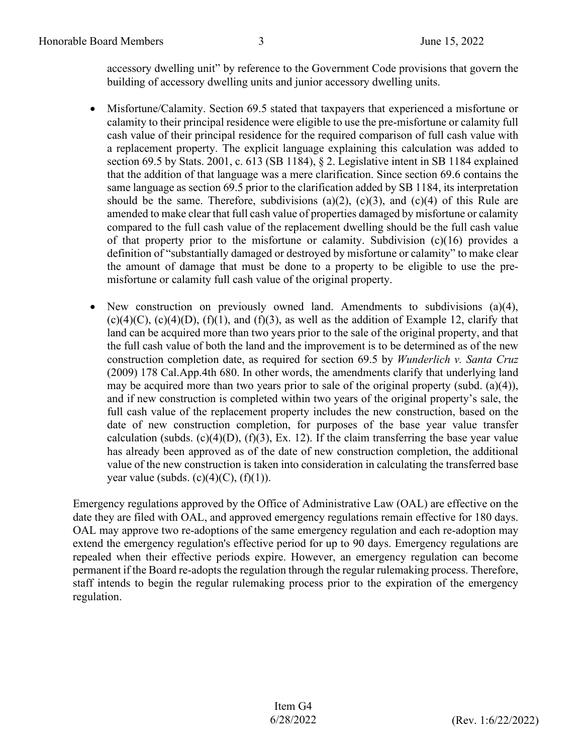accessory dwelling unit" by reference to the Government Code provisions that govern the building of accessory dwelling units and junior accessory dwelling units.

- Misfortune/Calamity. Section 69.5 stated that taxpayers that experienced a misfortune or calamity to their principal residence were eligible to use the pre-misfortune or calamity full cash value of their principal residence for the required comparison of full cash value with a replacement property. The explicit language explaining this calculation was added to section 69.5 by Stats. 2001, c. 613 (SB 1184), § 2. Legislative intent in SB 1184 explained that the addition of that language was a mere clarification. Since section 69.6 contains the same language as section 69.5 prior to the clarification added by SB 1184, its interpretation should be the same. Therefore, subdivisions (a)(2), (c)(3), and (c)(4) of this Rule are amended to make clear that full cash value of properties damaged by misfortune or calamity compared to the full cash value of the replacement dwelling should be the full cash value of that property prior to the misfortune or calamity. Subdivision (c)(16) provides a definition of "substantially damaged or destroyed by misfortune or calamity" to make clear the amount of damage that must be done to a property to be eligible to use the pre-misfortune or calamity full cash value of the original property.

- New construction on previously owned land. Amendments to subdivisions (a)(4), (c)(4)(C), (c)(4)(D), (f)(1), and (f)(3), as well as the addition of Example 12, clarify that land can be acquired more than two years prior to the sale of the original property, and that the full cash value of both the land and the improvement is to be determined as of the new construction completion date, as required for section 69.5 by *Wunderlich v. Santa Cruz* (2009) 178 Cal.App.4th 680. In other words, the amendments clarify that underlying land may be acquired more than two years prior to sale of the original property (subd. (a)(4)), and if new construction is completed within two years of the original property's sale, the full cash value of the replacement property includes the new construction, based on the date of new construction completion, for purposes of the base year value transfer calculation (subds. (c)(4)(D), (f)(3), Ex. 12). If the claim transferring the base year value has already been approved as of the date of new construction completion, the additional value of the new construction is taken into consideration in calculating the transferred base year value (subds. (c)(4)(C), (f)(1)).

Emergency regulations approved by the Office of Administrative Law (OAL) are effective on the date they are filed with OAL, and approved emergency regulations remain effective for 180 days. OAL may approve two re-adoptions of the same emergency regulation and each re-adoption may extend the emergency regulation's effective period for up to 90 days. Emergency regulations are repealed when their effective periods expire. However, an emergency regulation can become permanent if the Board re-adopts the regulation through the regular rulemaking process. Therefore, staff intends to begin the regular rulemaking process prior to the expiration of the emergency regulation.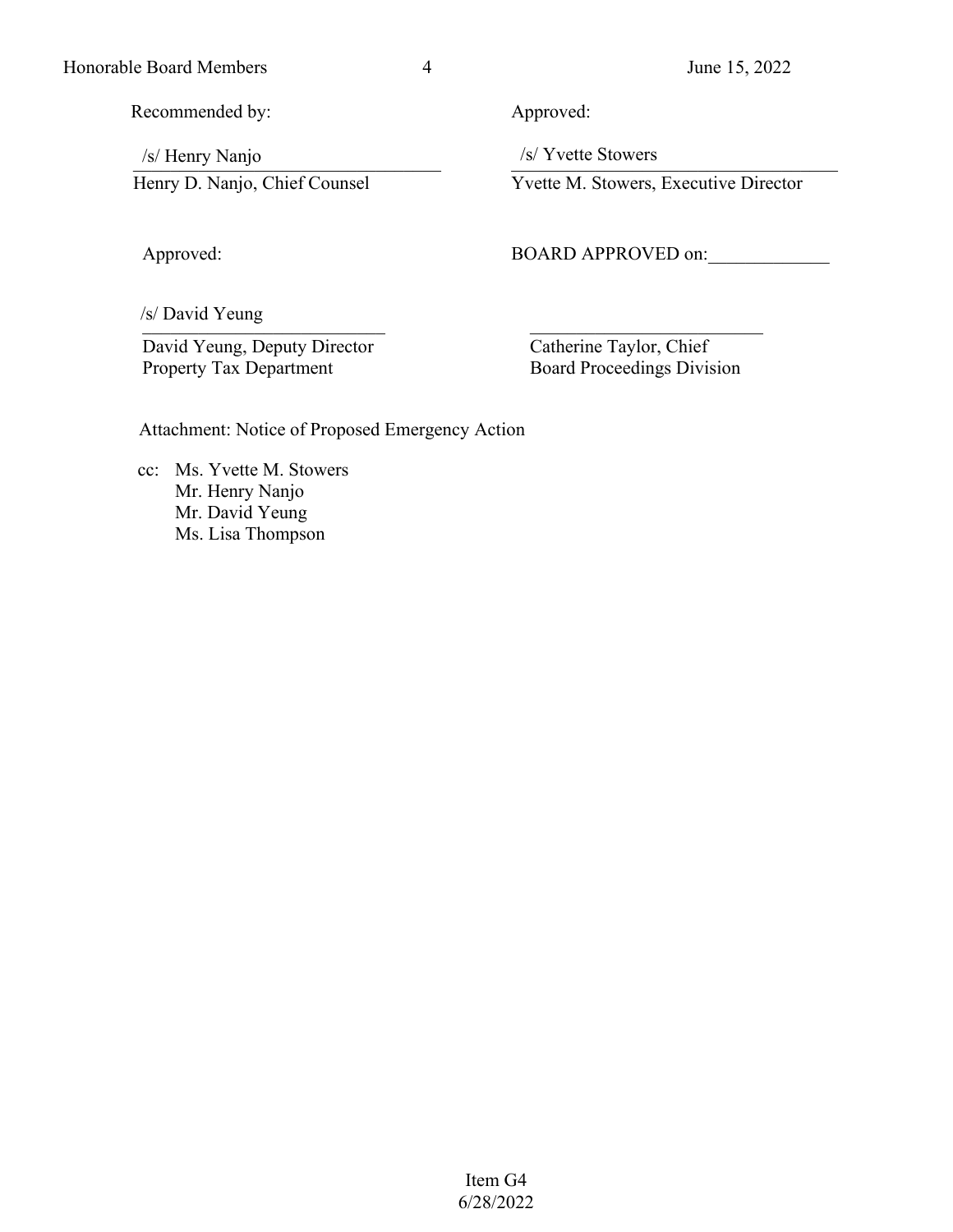Recommended by:

/s/ Henry Nanjo
Henry D. Nanjo, Chief Counsel

Approved:

/s/ Yvette Stowers
Yvette M. Stowers, Executive Director

Approved:

/s/ David Yeung
David Yeung, Deputy Director
Property Tax Department

BOARD APPROVED on:_____________

_________________________
Catherine Taylor, Chief
Board Proceedings Division

Attachment: Notice of Proposed Emergency Action

cc: Ms. Yvette M. Stowers
Mr. Henry Nanjo
Mr. David Yeung
Ms. Lisa Thompson

Item G4
6/28/2022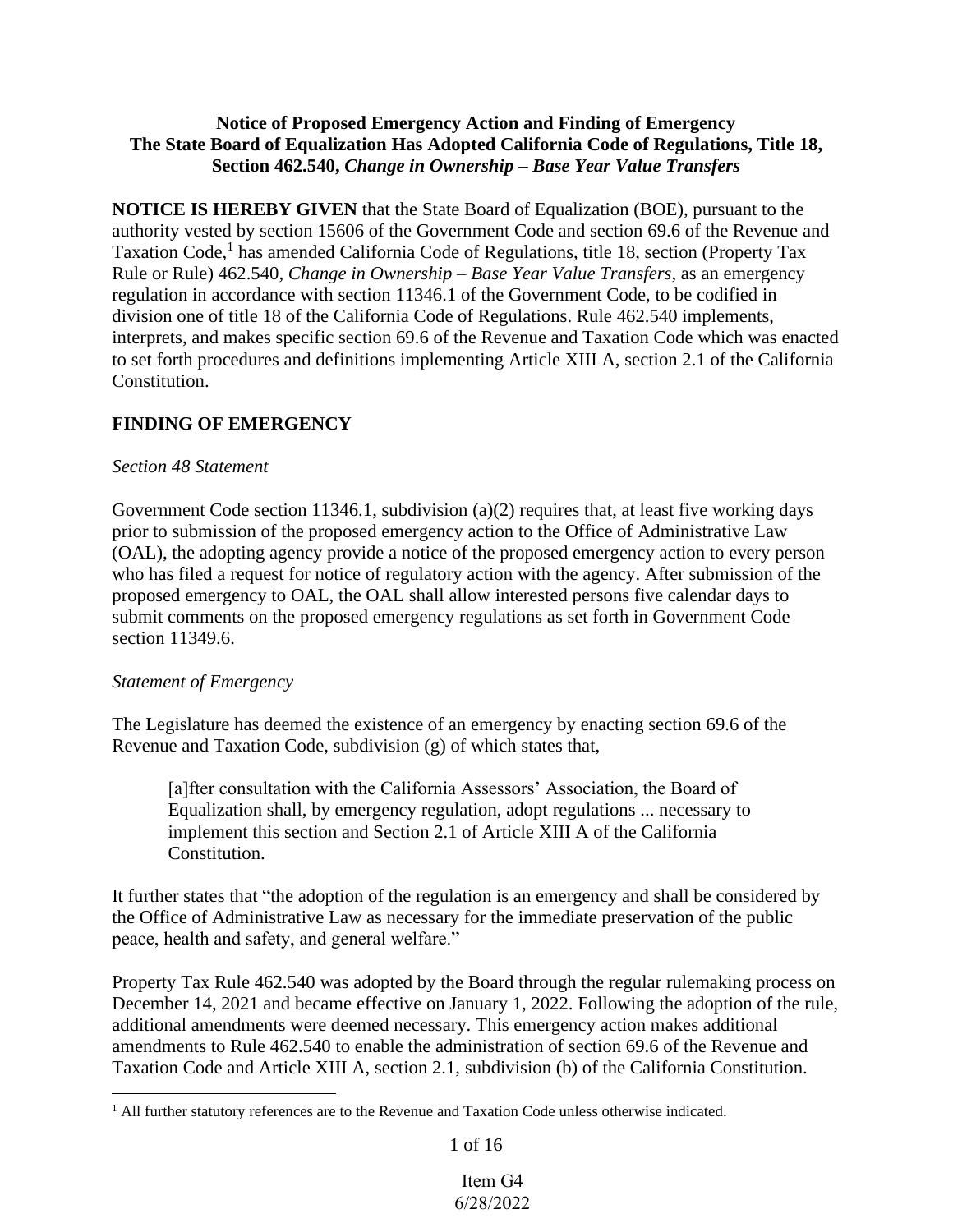**Notice of Proposed Emergency Action and Finding of Emergency**
**The State Board of Equalization Has Adopted California Code of Regulations, Title 18, Section 462.540, *Change in Ownership – Base Year Value Transfers***

**NOTICE IS HEREBY GIVEN** that the State Board of Equalization (BOE), pursuant to the authority vested by section 15606 of the Government Code and section 69.6 of the Revenue and Taxation Code,[1] has amended California Code of Regulations, title 18, section (Property Tax Rule or Rule) 462.540, *Change in Ownership – Base Year Value Transfers*, as an emergency regulation in accordance with section 11346.1 of the Government Code, to be codified in division one of title 18 of the California Code of Regulations. Rule 462.540 implements, interprets, and makes specific section 69.6 of the Revenue and Taxation Code which was enacted to set forth procedures and definitions implementing Article XIII A, section 2.1 of the California Constitution.

## FINDING OF EMERGENCY

*Section 48 Statement*

Government Code section 11346.1, subdivision (a)(2) requires that, at least five working days prior to submission of the proposed emergency action to the Office of Administrative Law (OAL), the adopting agency provide a notice of the proposed emergency action to every person who has filed a request for notice of regulatory action with the agency. After submission of the proposed emergency to OAL, the OAL shall allow interested persons five calendar days to submit comments on the proposed emergency regulations as set forth in Government Code section 11349.6.

*Statement of Emergency*

The Legislature has deemed the existence of an emergency by enacting section 69.6 of the Revenue and Taxation Code, subdivision (g) of which states that,

> [a]fter consultation with the California Assessors' Association, the Board of Equalization shall, by emergency regulation, adopt regulations ... necessary to implement this section and Section 2.1 of Article XIII A of the California Constitution.

It further states that "the adoption of the regulation is an emergency and shall be considered by the Office of Administrative Law as necessary for the immediate preservation of the public peace, health and safety, and general welfare."

Property Tax Rule 462.540 was adopted by the Board through the regular rulemaking process on December 14, 2021 and became effective on January 1, 2022. Following the adoption of the rule, additional amendments were deemed necessary. This emergency action makes additional amendments to Rule 462.540 to enable the administration of section 69.6 of the Revenue and Taxation Code and Article XIII A, section 2.1, subdivision (b) of the California Constitution.

[1] All further statutory references are to the Revenue and Taxation Code unless otherwise indicated.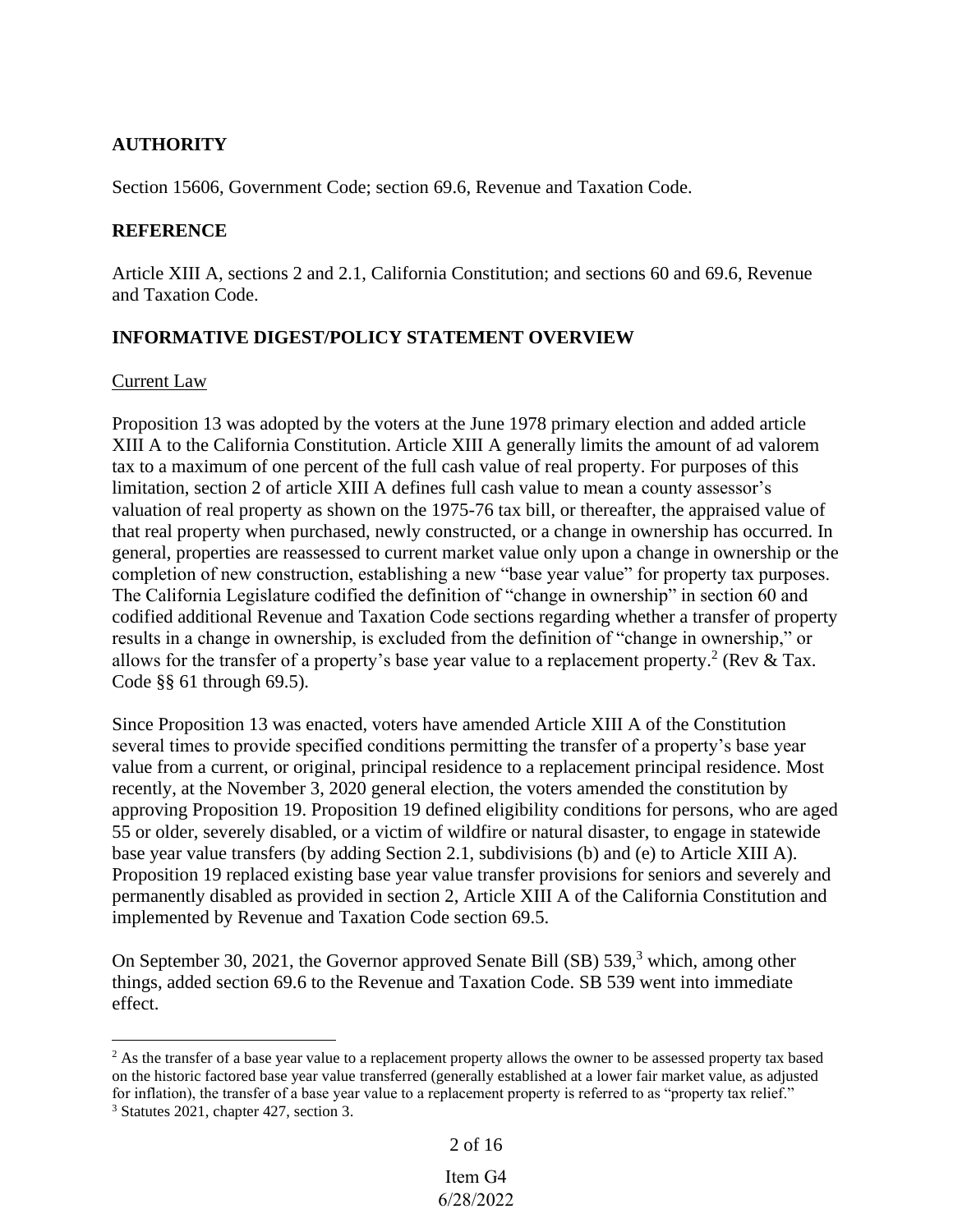## AUTHORITY

Section 15606, Government Code; section 69.6, Revenue and Taxation Code.

## REFERENCE

Article XIII A, sections 2 and 2.1, California Constitution; and sections 60 and 69.6, Revenue and Taxation Code.

## INFORMATIVE DIGEST/POLICY STATEMENT OVERVIEW

Current Law

Proposition 13 was adopted by the voters at the June 1978 primary election and added article XIII A to the California Constitution. Article XIII A generally limits the amount of ad valorem tax to a maximum of one percent of the full cash value of real property. For purposes of this limitation, section 2 of article XIII A defines full cash value to mean a county assessor's valuation of real property as shown on the 1975-76 tax bill, or thereafter, the appraised value of that real property when purchased, newly constructed, or a change in ownership has occurred. In general, properties are reassessed to current market value only upon a change in ownership or the completion of new construction, establishing a new "base year value" for property tax purposes. The California Legislature codified the definition of "change in ownership" in section 60 and codified additional Revenue and Taxation Code sections regarding whether a transfer of property results in a change in ownership, is excluded from the definition of "change in ownership," or allows for the transfer of a property's base year value to a replacement property.[2] (Rev & Tax. Code §§ 61 through 69.5).

Since Proposition 13 was enacted, voters have amended Article XIII A of the Constitution several times to provide specified conditions permitting the transfer of a property's base year value from a current, or original, principal residence to a replacement principal residence. Most recently, at the November 3, 2020 general election, the voters amended the constitution by approving Proposition 19. Proposition 19 defined eligibility conditions for persons, who are aged 55 or older, severely disabled, or a victim of wildfire or natural disaster, to engage in statewide base year value transfers (by adding Section 2.1, subdivisions (b) and (e) to Article XIII A). Proposition 19 replaced existing base year value transfer provisions for seniors and severely and permanently disabled as provided in section 2, Article XIII A of the California Constitution and implemented by Revenue and Taxation Code section 69.5.

On September 30, 2021, the Governor approved Senate Bill (SB) 539,[3] which, among other things, added section 69.6 to the Revenue and Taxation Code. SB 539 went into immediate effect.

[2] As the transfer of a base year value to a replacement property allows the owner to be assessed property tax based on the historic factored base year value transferred (generally established at a lower fair market value, as adjusted for inflation), the transfer of a base year value to a replacement property is referred to as "property tax relief."

[3] Statutes 2021, chapter 427, section 3.

Item G4
6/28/2022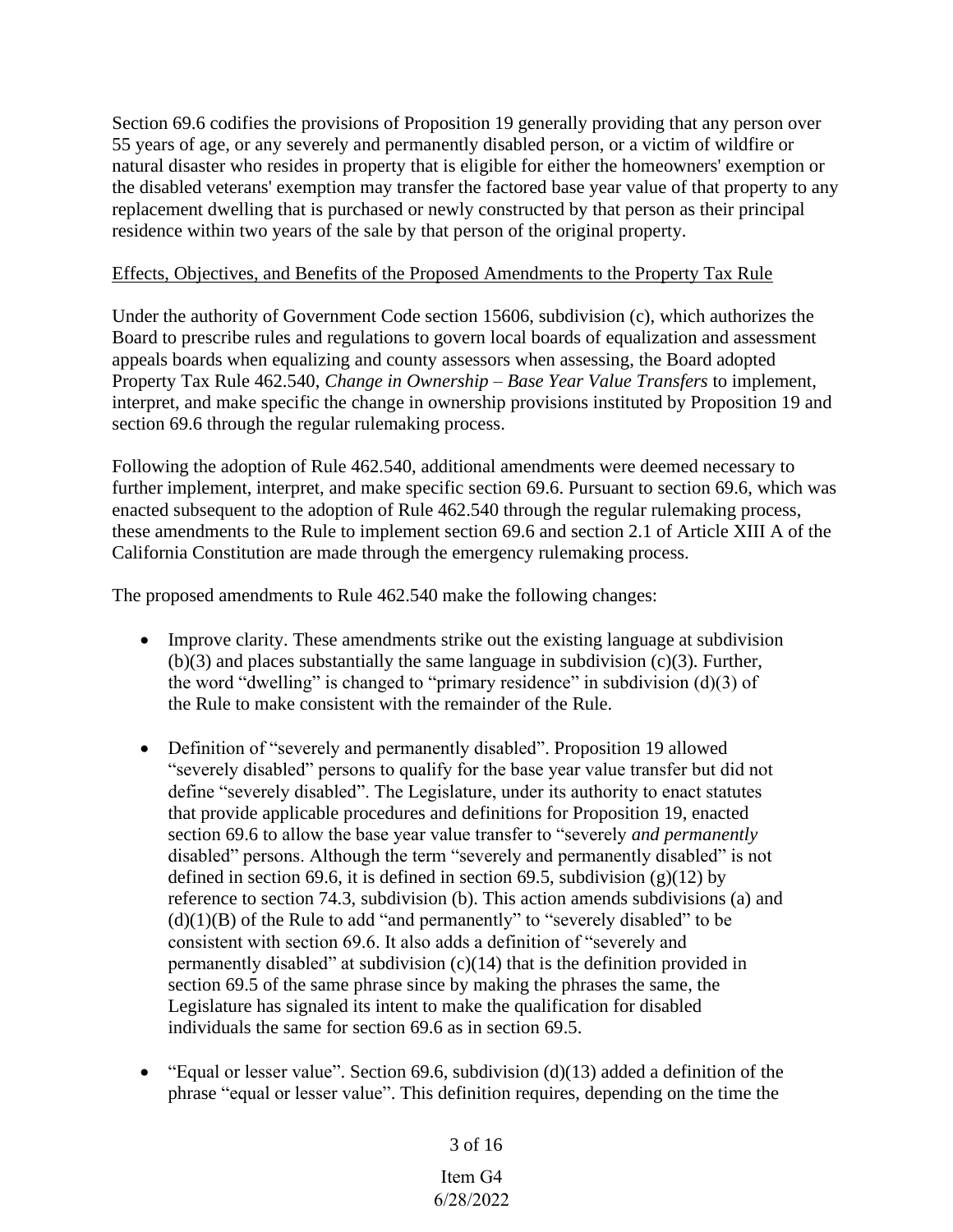Section 69.6 codifies the provisions of Proposition 19 generally providing that any person over 55 years of age, or any severely and permanently disabled person, or a victim of wildfire or natural disaster who resides in property that is eligible for either the homeowners' exemption or the disabled veterans' exemption may transfer the factored base year value of that property to any replacement dwelling that is purchased or newly constructed by that person as their principal residence within two years of the sale by that person of the original property.

Effects, Objectives, and Benefits of the Proposed Amendments to the Property Tax Rule

Under the authority of Government Code section 15606, subdivision (c), which authorizes the Board to prescribe rules and regulations to govern local boards of equalization and assessment appeals boards when equalizing and county assessors when assessing, the Board adopted Property Tax Rule 462.540, *Change in Ownership – Base Year Value Transfers* to implement, interpret, and make specific the change in ownership provisions instituted by Proposition 19 and section 69.6 through the regular rulemaking process.

Following the adoption of Rule 462.540, additional amendments were deemed necessary to further implement, interpret, and make specific section 69.6. Pursuant to section 69.6, which was enacted subsequent to the adoption of Rule 462.540 through the regular rulemaking process, these amendments to the Rule to implement section 69.6 and section 2.1 of Article XIII A of the California Constitution are made through the emergency rulemaking process.

The proposed amendments to Rule 462.540 make the following changes:

- Improve clarity. These amendments strike out the existing language at subdivision (b)(3) and places substantially the same language in subdivision (c)(3). Further, the word "dwelling" is changed to "primary residence" in subdivision (d)(3) of the Rule to make consistent with the remainder of the Rule.
- Definition of "severely and permanently disabled". Proposition 19 allowed "severely disabled" persons to qualify for the base year value transfer but did not define "severely disabled". The Legislature, under its authority to enact statutes that provide applicable procedures and definitions for Proposition 19, enacted section 69.6 to allow the base year value transfer to "severely *and permanently* disabled" persons. Although the term "severely and permanently disabled" is not defined in section 69.6, it is defined in section 69.5, subdivision (g)(12) by reference to section 74.3, subdivision (b). This action amends subdivisions (a) and (d)(1)(B) of the Rule to add "and permanently" to "severely disabled" to be consistent with section 69.6. It also adds a definition of "severely and permanently disabled" at subdivision (c)(14) that is the definition provided in section 69.5 of the same phrase since by making the phrases the same, the Legislature has signaled its intent to make the qualification for disabled individuals the same for section 69.6 as in section 69.5.
- "Equal or lesser value". Section 69.6, subdivision (d)(13) added a definition of the phrase "equal or lesser value". This definition requires, depending on the time the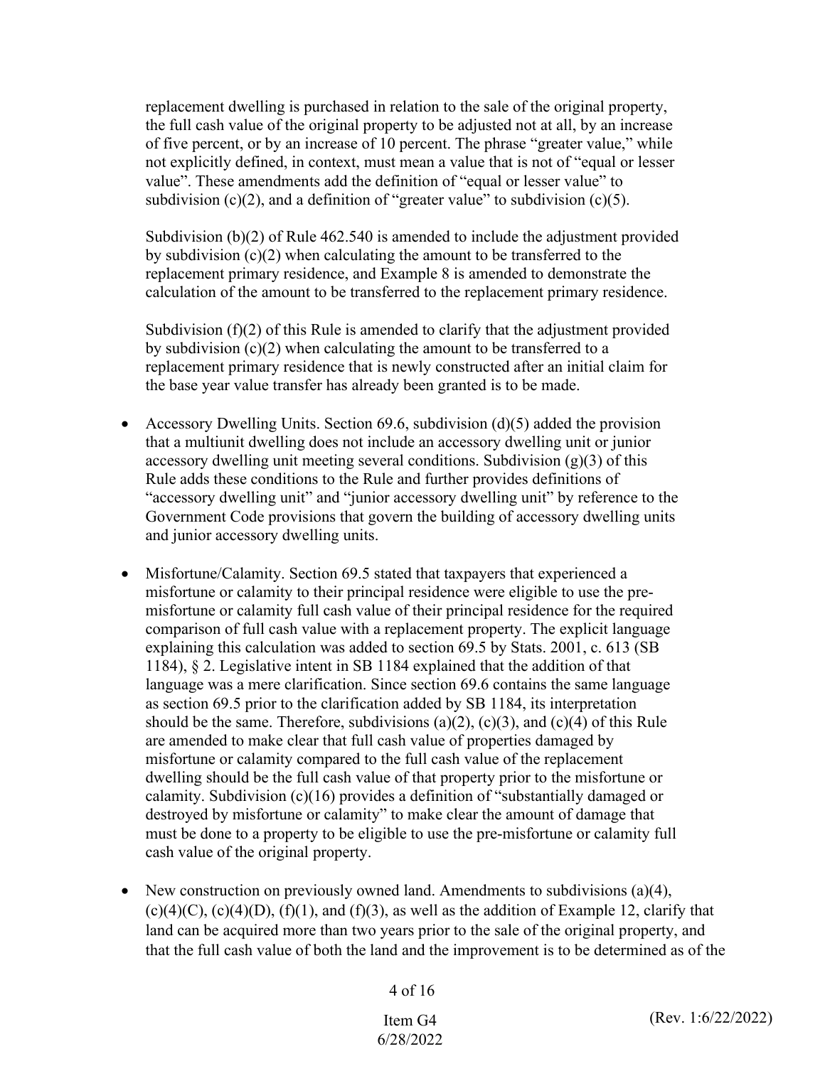replacement dwelling is purchased in relation to the sale of the original property, the full cash value of the original property to be adjusted not at all, by an increase of five percent, or by an increase of 10 percent. The phrase "greater value," while not explicitly defined, in context, must mean a value that is not of "equal or lesser value". These amendments add the definition of "equal or lesser value" to subdivision (c)(2), and a definition of "greater value" to subdivision (c)(5).

Subdivision (b)(2) of Rule 462.540 is amended to include the adjustment provided by subdivision (c)(2) when calculating the amount to be transferred to the replacement primary residence, and Example 8 is amended to demonstrate the calculation of the amount to be transferred to the replacement primary residence.

Subdivision (f)(2) of this Rule is amended to clarify that the adjustment provided by subdivision (c)(2) when calculating the amount to be transferred to a replacement primary residence that is newly constructed after an initial claim for the base year value transfer has already been granted is to be made.

- Accessory Dwelling Units. Section 69.6, subdivision (d)(5) added the provision that a multiunit dwelling does not include an accessory dwelling unit or junior accessory dwelling unit meeting several conditions. Subdivision (g)(3) of this Rule adds these conditions to the Rule and further provides definitions of "accessory dwelling unit" and "junior accessory dwelling unit" by reference to the Government Code provisions that govern the building of accessory dwelling units and junior accessory dwelling units.

- Misfortune/Calamity. Section 69.5 stated that taxpayers that experienced a misfortune or calamity to their principal residence were eligible to use the pre-misfortune or calamity full cash value of their principal residence for the required comparison of full cash value with a replacement property. The explicit language explaining this calculation was added to section 69.5 by Stats. 2001, c. 613 (SB 1184), § 2. Legislative intent in SB 1184 explained that the addition of that language was a mere clarification. Since section 69.6 contains the same language as section 69.5 prior to the clarification added by SB 1184, its interpretation should be the same. Therefore, subdivisions (a)(2), (c)(3), and (c)(4) of this Rule are amended to make clear that full cash value of properties damaged by misfortune or calamity compared to the full cash value of the replacement dwelling should be the full cash value of that property prior to the misfortune or calamity. Subdivision (c)(16) provides a definition of "substantially damaged or destroyed by misfortune or calamity" to make clear the amount of damage that must be done to a property to be eligible to use the pre-misfortune or calamity full cash value of the original property.

- New construction on previously owned land. Amendments to subdivisions (a)(4), (c)(4)(C), (c)(4)(D), (f)(1), and (f)(3), as well as the addition of Example 12, clarify that land can be acquired more than two years prior to the sale of the original property, and that the full cash value of both the land and the improvement is to be determined as of the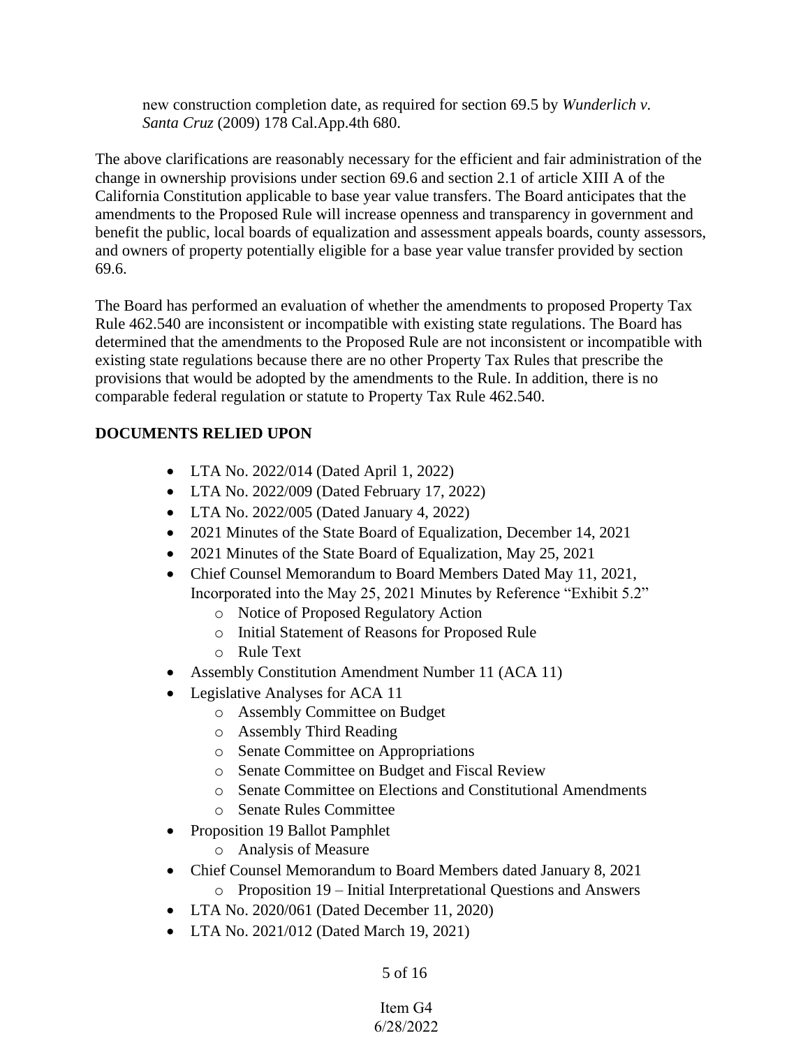new construction completion date, as required for section 69.5 by *Wunderlich v. Santa Cruz* (2009) 178 Cal.App.4th 680.

The above clarifications are reasonably necessary for the efficient and fair administration of the change in ownership provisions under section 69.6 and section 2.1 of article XIII A of the California Constitution applicable to base year value transfers. The Board anticipates that the amendments to the Proposed Rule will increase openness and transparency in government and benefit the public, local boards of equalization and assessment appeals boards, county assessors, and owners of property potentially eligible for a base year value transfer provided by section 69.6.

The Board has performed an evaluation of whether the amendments to proposed Property Tax Rule 462.540 are inconsistent or incompatible with existing state regulations. The Board has determined that the amendments to the Proposed Rule are not inconsistent or incompatible with existing state regulations because there are no other Property Tax Rules that prescribe the provisions that would be adopted by the amendments to the Rule. In addition, there is no comparable federal regulation or statute to Property Tax Rule 462.540.

**DOCUMENTS RELIED UPON**

- LTA No. 2022/014 (Dated April 1, 2022)
- LTA No. 2022/009 (Dated February 17, 2022)
- LTA No. 2022/005 (Dated January 4, 2022)
- 2021 Minutes of the State Board of Equalization, December 14, 2021
- 2021 Minutes of the State Board of Equalization, May 25, 2021
- Chief Counsel Memorandum to Board Members Dated May 11, 2021, Incorporated into the May 25, 2021 Minutes by Reference "Exhibit 5.2"
  - Notice of Proposed Regulatory Action
  - Initial Statement of Reasons for Proposed Rule
  - Rule Text
- Assembly Constitution Amendment Number 11 (ACA 11)
- Legislative Analyses for ACA 11
  - Assembly Committee on Budget
  - Assembly Third Reading
  - Senate Committee on Appropriations
  - Senate Committee on Budget and Fiscal Review
  - Senate Committee on Elections and Constitutional Amendments
  - Senate Rules Committee
- Proposition 19 Ballot Pamphlet
  - Analysis of Measure
- Chief Counsel Memorandum to Board Members dated January 8, 2021
  - Proposition 19 – Initial Interpretational Questions and Answers
- LTA No. 2020/061 (Dated December 11, 2020)
- LTA No. 2021/012 (Dated March 19, 2021)

Item G4
6/28/2022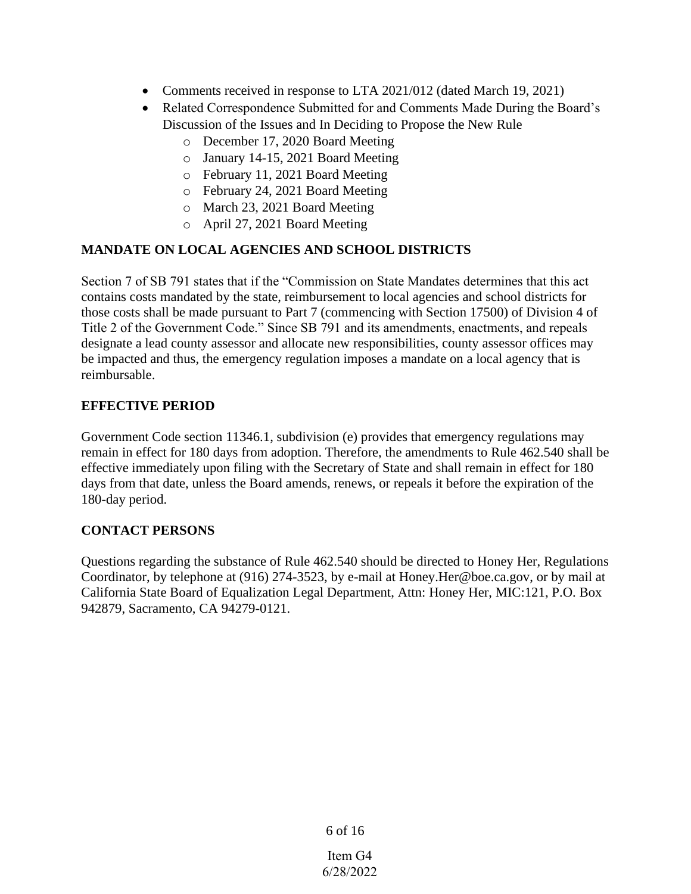- Comments received in response to LTA 2021/012 (dated March 19, 2021)
- Related Correspondence Submitted for and Comments Made During the Board's Discussion of the Issues and In Deciding to Propose the New Rule
    - December 17, 2020 Board Meeting
    - January 14-15, 2021 Board Meeting
    - February 11, 2021 Board Meeting
    - February 24, 2021 Board Meeting
    - March 23, 2021 Board Meeting
    - April 27, 2021 Board Meeting

**MANDATE ON LOCAL AGENCIES AND SCHOOL DISTRICTS**

Section 7 of SB 791 states that if the "Commission on State Mandates determines that this act contains costs mandated by the state, reimbursement to local agencies and school districts for those costs shall be made pursuant to Part 7 (commencing with Section 17500) of Division 4 of Title 2 of the Government Code." Since SB 791 and its amendments, enactments, and repeals designate a lead county assessor and allocate new responsibilities, county assessor offices may be impacted and thus, the emergency regulation imposes a mandate on a local agency that is reimbursable.

**EFFECTIVE PERIOD**

Government Code section 11346.1, subdivision (e) provides that emergency regulations may remain in effect for 180 days from adoption. Therefore, the amendments to Rule 462.540 shall be effective immediately upon filing with the Secretary of State and shall remain in effect for 180 days from that date, unless the Board amends, renews, or repeals it before the expiration of the 180-day period.

**CONTACT PERSONS**

Questions regarding the substance of Rule 462.540 should be directed to Honey Her, Regulations Coordinator, by telephone at (916) 274-3523, by e-mail at Honey.Her@boe.ca.gov, or by mail at California State Board of Equalization Legal Department, Attn: Honey Her, MIC:121, P.O. Box 942879, Sacramento, CA 94279-0121.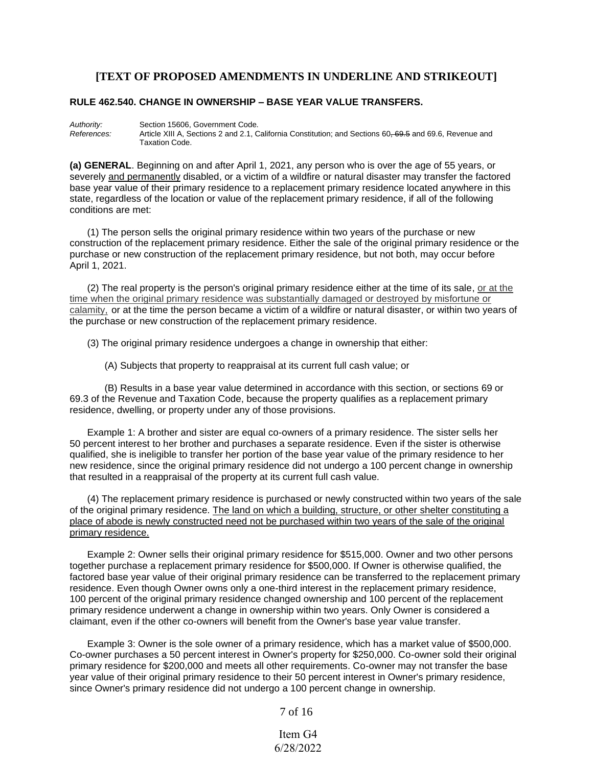## [TEXT OF PROPOSED AMENDMENTS IN UNDERLINE AND STRIKEOUT]

### RULE 462.540. CHANGE IN OWNERSHIP – BASE YEAR VALUE TRANSFERS.

*Authority:* Section 15606, Government Code.
*References:* Article XIII A, Sections 2 and 2.1, California Constitution; and Sections 60~~, 69.5~~ and 69.6, Revenue and Taxation Code.

**(a) GENERAL**. Beginning on and after April 1, 2021, any person who is over the age of 55 years, or severely <u>and permanently</u> disabled, or a victim of a wildfire or natural disaster may transfer the factored base year value of their primary residence to a replacement primary residence located anywhere in this state, regardless of the location or value of the replacement primary residence, if all of the following conditions are met:

(1) The person sells the original primary residence within two years of the purchase or new construction of the replacement primary residence. Either the sale of the original primary residence or the purchase or new construction of the replacement primary residence, but not both, may occur before April 1, 2021.

(2) The real property is the person's original primary residence either at the time of its sale, <u>or at the time when the original primary residence was substantially damaged or destroyed by misfortune or calamity,</u> or at the time the person became a victim of a wildfire or natural disaster, or within two years of the purchase or new construction of the replacement primary residence.

(3) The original primary residence undergoes a change in ownership that either:

(A) Subjects that property to reappraisal at its current full cash value; or

(B) Results in a base year value determined in accordance with this section, or sections 69 or 69.3 of the Revenue and Taxation Code, because the property qualifies as a replacement primary residence, dwelling, or property under any of those provisions.

Example 1: A brother and sister are equal co-owners of a primary residence. The sister sells her 50 percent interest to her brother and purchases a separate residence. Even if the sister is otherwise qualified, she is ineligible to transfer her portion of the base year value of the primary residence to her new residence, since the original primary residence did not undergo a 100 percent change in ownership that resulted in a reappraisal of the property at its current full cash value.

(4) The replacement primary residence is purchased or newly constructed within two years of the sale of the original primary residence. <u>The land on which a building, structure, or other shelter constituting a place of abode is newly constructed need not be purchased within two years of the sale of the original primary residence.</u>

Example 2: Owner sells their original primary residence for $515,000. Owner and two other persons together purchase a replacement primary residence for $500,000. If Owner is otherwise qualified, the factored base year value of their original primary residence can be transferred to the replacement primary residence. Even though Owner owns only a one-third interest in the replacement primary residence, 100 percent of the original primary residence changed ownership and 100 percent of the replacement primary residence underwent a change in ownership within two years. Only Owner is considered a claimant, even if the other co-owners will benefit from the Owner's base year value transfer.

Example 3: Owner is the sole owner of a primary residence, which has a market value of $500,000. Co-owner purchases a 50 percent interest in Owner's property for $250,000. Co-owner sold their original primary residence for $200,000 and meets all other requirements. Co-owner may not transfer the base year value of their original primary residence to their 50 percent interest in Owner's primary residence, since Owner's primary residence did not undergo a 100 percent change in ownership.

Item G4
6/28/2022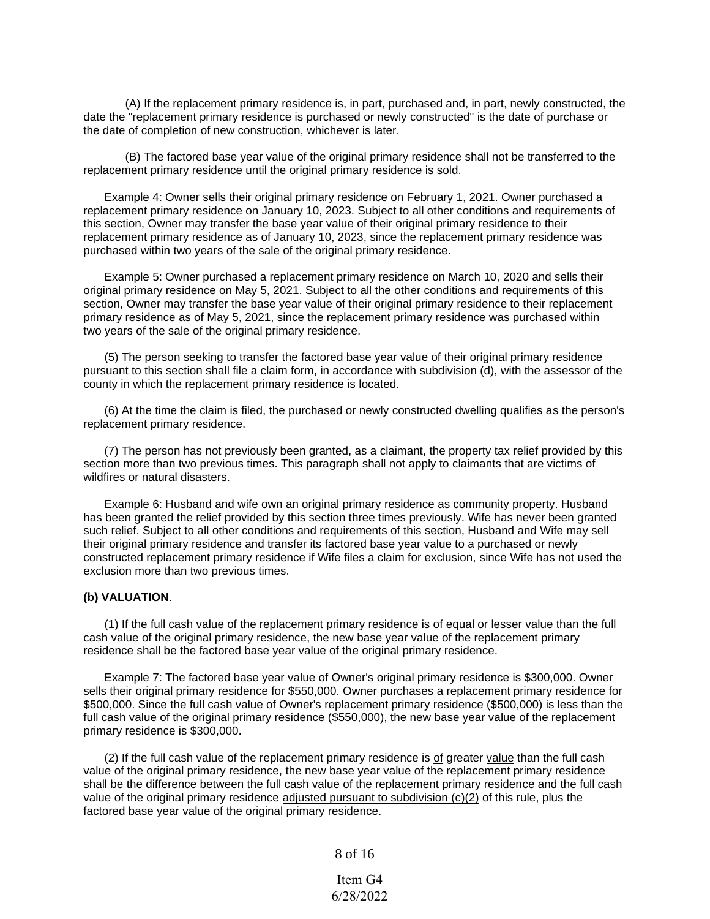(A) If the replacement primary residence is, in part, purchased and, in part, newly constructed, the date the "replacement primary residence is purchased or newly constructed" is the date of purchase or the date of completion of new construction, whichever is later.

(B) The factored base year value of the original primary residence shall not be transferred to the replacement primary residence until the original primary residence is sold.

Example 4: Owner sells their original primary residence on February 1, 2021. Owner purchased a replacement primary residence on January 10, 2023. Subject to all other conditions and requirements of this section, Owner may transfer the base year value of their original primary residence to their replacement primary residence as of January 10, 2023, since the replacement primary residence was purchased within two years of the sale of the original primary residence.

Example 5: Owner purchased a replacement primary residence on March 10, 2020 and sells their original primary residence on May 5, 2021. Subject to all the other conditions and requirements of this section, Owner may transfer the base year value of their original primary residence to their replacement primary residence as of May 5, 2021, since the replacement primary residence was purchased within two years of the sale of the original primary residence.

(5) The person seeking to transfer the factored base year value of their original primary residence pursuant to this section shall file a claim form, in accordance with subdivision (d), with the assessor of the county in which the replacement primary residence is located.

(6) At the time the claim is filed, the purchased or newly constructed dwelling qualifies as the person's replacement primary residence.

(7) The person has not previously been granted, as a claimant, the property tax relief provided by this section more than two previous times. This paragraph shall not apply to claimants that are victims of wildfires or natural disasters.

Example 6: Husband and wife own an original primary residence as community property. Husband has been granted the relief provided by this section three times previously. Wife has never been granted such relief. Subject to all other conditions and requirements of this section, Husband and Wife may sell their original primary residence and transfer its factored base year value to a purchased or newly constructed replacement primary residence if Wife files a claim for exclusion, since Wife has not used the exclusion more than two previous times.

**(b) VALUATION**.

(1) If the full cash value of the replacement primary residence is of equal or lesser value than the full cash value of the original primary residence, the new base year value of the replacement primary residence shall be the factored base year value of the original primary residence.

Example 7: The factored base year value of Owner's original primary residence is $300,000. Owner sells their original primary residence for $550,000. Owner purchases a replacement primary residence for $500,000. Since the full cash value of Owner's replacement primary residence ($500,000) is less than the full cash value of the original primary residence ($550,000), the new base year value of the replacement primary residence is $300,000.

(2) If the full cash value of the replacement primary residence is <u>of</u> greater <u>value</u> than the full cash value of the original primary residence, the new base year value of the replacement primary residence shall be the difference between the full cash value of the replacement primary residence and the full cash value of the original primary residence <u>adjusted pursuant to subdivision (c)(2)</u> of this rule, plus the factored base year value of the original primary residence.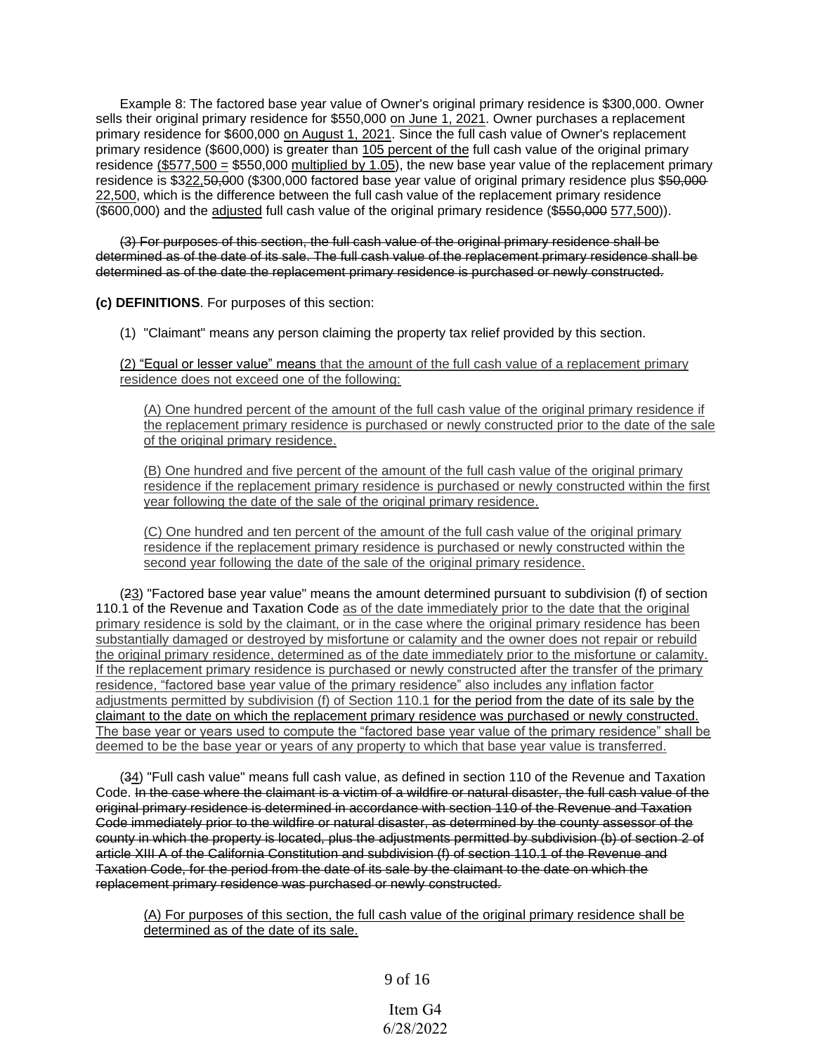Example 8: The factored base year value of Owner's original primary residence is $300,000. Owner sells their original primary residence for $550,000 on June 1, 2021. Owner purchases a replacement primary residence for $600,000 on August 1, 2021. Since the full cash value of Owner's replacement primary residence ($600,000) is greater than 105 percent of the full cash value of the original primary residence ($577,500 = $550,000 multiplied by 1.05), the new base year value of the replacement primary residence is $3~~22,50,0~~00 ($300,000 factored base year value of original primary residence plus $~~50,000~~ 22,500, which is the difference between the full cash value of the replacement primary residence ($600,000) and the adjusted full cash value of the original primary residence ($~~550,000~~ 577,500)).

~~(3) For purposes of this section, the full cash value of the original primary residence shall be determined as of the date of its sale. The full cash value of the replacement primary residence shall be determined as of the date the replacement primary residence is purchased or newly constructed.~~

**(c) DEFINITIONS**. For purposes of this section:

(1) "Claimant" means any person claiming the property tax relief provided by this section.

(2) "Equal or lesser value" means that the amount of the full cash value of a replacement primary residence does not exceed one of the following:

(A) One hundred percent of the amount of the full cash value of the original primary residence if the replacement primary residence is purchased or newly constructed prior to the date of the sale of the original primary residence.

(B) One hundred and five percent of the amount of the full cash value of the original primary residence if the replacement primary residence is purchased or newly constructed within the first year following the date of the sale of the original primary residence.

(C) One hundred and ten percent of the amount of the full cash value of the original primary residence if the replacement primary residence is purchased or newly constructed within the second year following the date of the sale of the original primary residence.

(~~2~~3) "Factored base year value" means the amount determined pursuant to subdivision (f) of section 110.1 of the Revenue and Taxation Code as of the date immediately prior to the date that the original primary residence is sold by the claimant, or in the case where the original primary residence has been substantially damaged or destroyed by misfortune or calamity and the owner does not repair or rebuild the original primary residence, determined as of the date immediately prior to the misfortune or calamity. If the replacement primary residence is purchased or newly constructed after the transfer of the primary residence, "factored base year value of the primary residence" also includes any inflation factor adjustments permitted by subdivision (f) of Section 110.1 for the period from the date of its sale by the claimant to the date on which the replacement primary residence was purchased or newly constructed. The base year or years used to compute the "factored base year value of the primary residence" shall be deemed to be the base year or years of any property to which that base year value is transferred.

(~~3~~4) "Full cash value" means full cash value, as defined in section 110 of the Revenue and Taxation Code. ~~In the case where the claimant is a victim of a wildfire or natural disaster, the full cash value of the original primary residence is determined in accordance with section 110 of the Revenue and Taxation Code immediately prior to the wildfire or natural disaster, as determined by the county assessor of the county in which the property is located, plus the adjustments permitted by subdivision (b) of section 2 of article XIII A of the California Constitution and subdivision (f) of section 110.1 of the Revenue and Taxation Code, for the period from the date of its sale by the claimant to the date on which the replacement primary residence was purchased or newly constructed.~~

(A) For purposes of this section, the full cash value of the original primary residence shall be determined as of the date of its sale.

Item G4
6/28/2022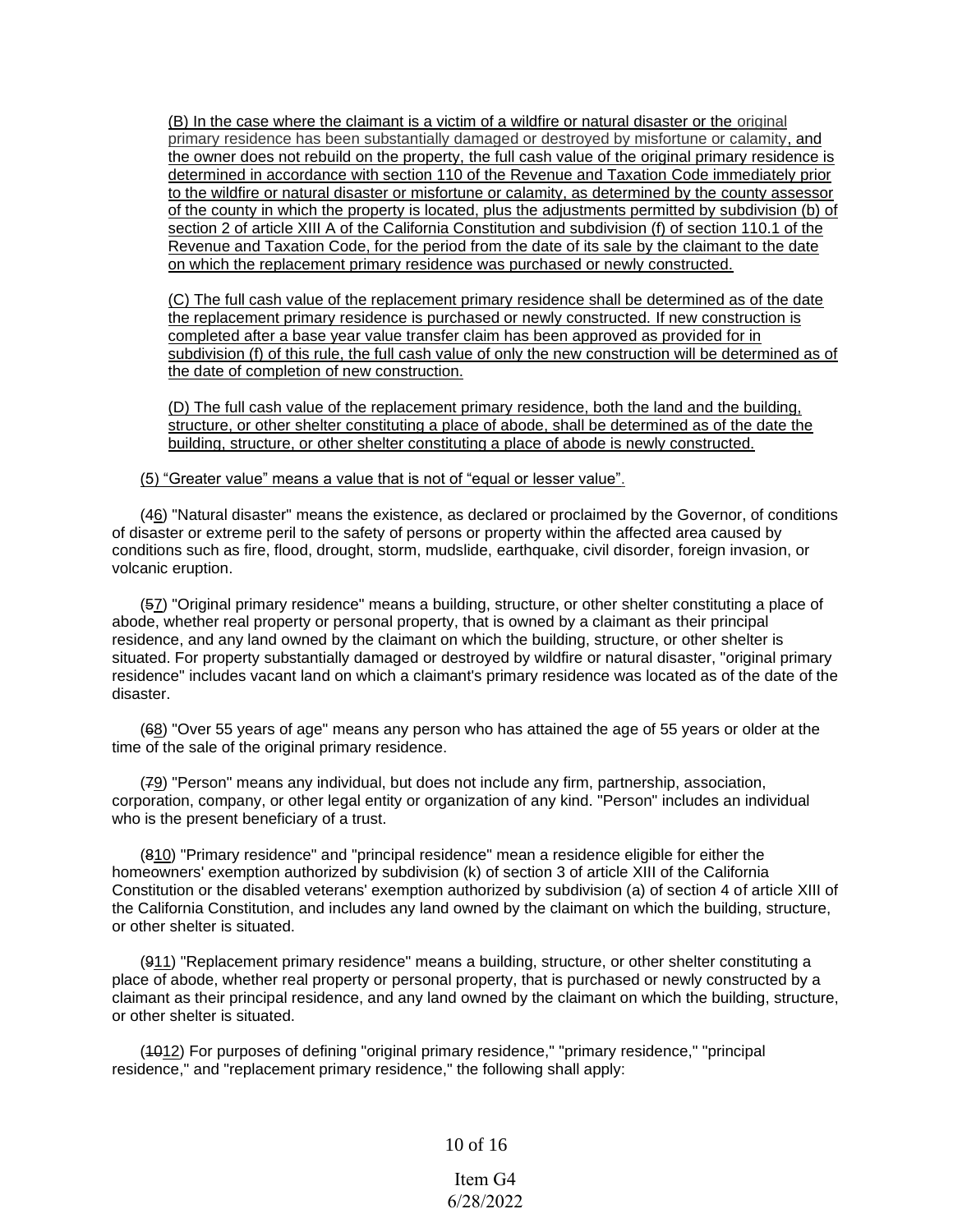(B) In the case where the claimant is a victim of a wildfire or natural disaster or the original primary residence has been substantially damaged or destroyed by misfortune or calamity, and the owner does not rebuild on the property, the full cash value of the original primary residence is determined in accordance with section 110 of the Revenue and Taxation Code immediately prior to the wildfire or natural disaster or misfortune or calamity, as determined by the county assessor of the county in which the property is located, plus the adjustments permitted by subdivision (b) of section 2 of article XIII A of the California Constitution and subdivision (f) of section 110.1 of the Revenue and Taxation Code, for the period from the date of its sale by the claimant to the date on which the replacement primary residence was purchased or newly constructed.

(C) The full cash value of the replacement primary residence shall be determined as of the date the replacement primary residence is purchased or newly constructed. If new construction is completed after a base year value transfer claim has been approved as provided for in subdivision (f) of this rule, the full cash value of only the new construction will be determined as of the date of completion of new construction.

(D) The full cash value of the replacement primary residence, both the land and the building, structure, or other shelter constituting a place of abode, shall be determined as of the date the building, structure, or other shelter constituting a place of abode is newly constructed.

(5) "Greater value" means a value that is not of "equal or lesser value".

(~~4~~6) "Natural disaster" means the existence, as declared or proclaimed by the Governor, of conditions of disaster or extreme peril to the safety of persons or property within the affected area caused by conditions such as fire, flood, drought, storm, mudslide, earthquake, civil disorder, foreign invasion, or volcanic eruption.

(~~5~~7) "Original primary residence" means a building, structure, or other shelter constituting a place of abode, whether real property or personal property, that is owned by a claimant as their principal residence, and any land owned by the claimant on which the building, structure, or other shelter is situated. For property substantially damaged or destroyed by wildfire or natural disaster, "original primary residence" includes vacant land on which a claimant's primary residence was located as of the date of the disaster.

(~~6~~8) "Over 55 years of age" means any person who has attained the age of 55 years or older at the time of the sale of the original primary residence.

(~~7~~9) "Person" means any individual, but does not include any firm, partnership, association, corporation, company, or other legal entity or organization of any kind. "Person" includes an individual who is the present beneficiary of a trust.

(~~8~~10) "Primary residence" and "principal residence" mean a residence eligible for either the homeowners' exemption authorized by subdivision (k) of section 3 of article XIII of the California Constitution or the disabled veterans' exemption authorized by subdivision (a) of section 4 of article XIII of the California Constitution, and includes any land owned by the claimant on which the building, structure, or other shelter is situated.

(~~9~~11) "Replacement primary residence" means a building, structure, or other shelter constituting a place of abode, whether real property or personal property, that is purchased or newly constructed by a claimant as their principal residence, and any land owned by the claimant on which the building, structure, or other shelter is situated.

(~~10~~12) For purposes of defining "original primary residence," "primary residence," "principal residence," and "replacement primary residence," the following shall apply: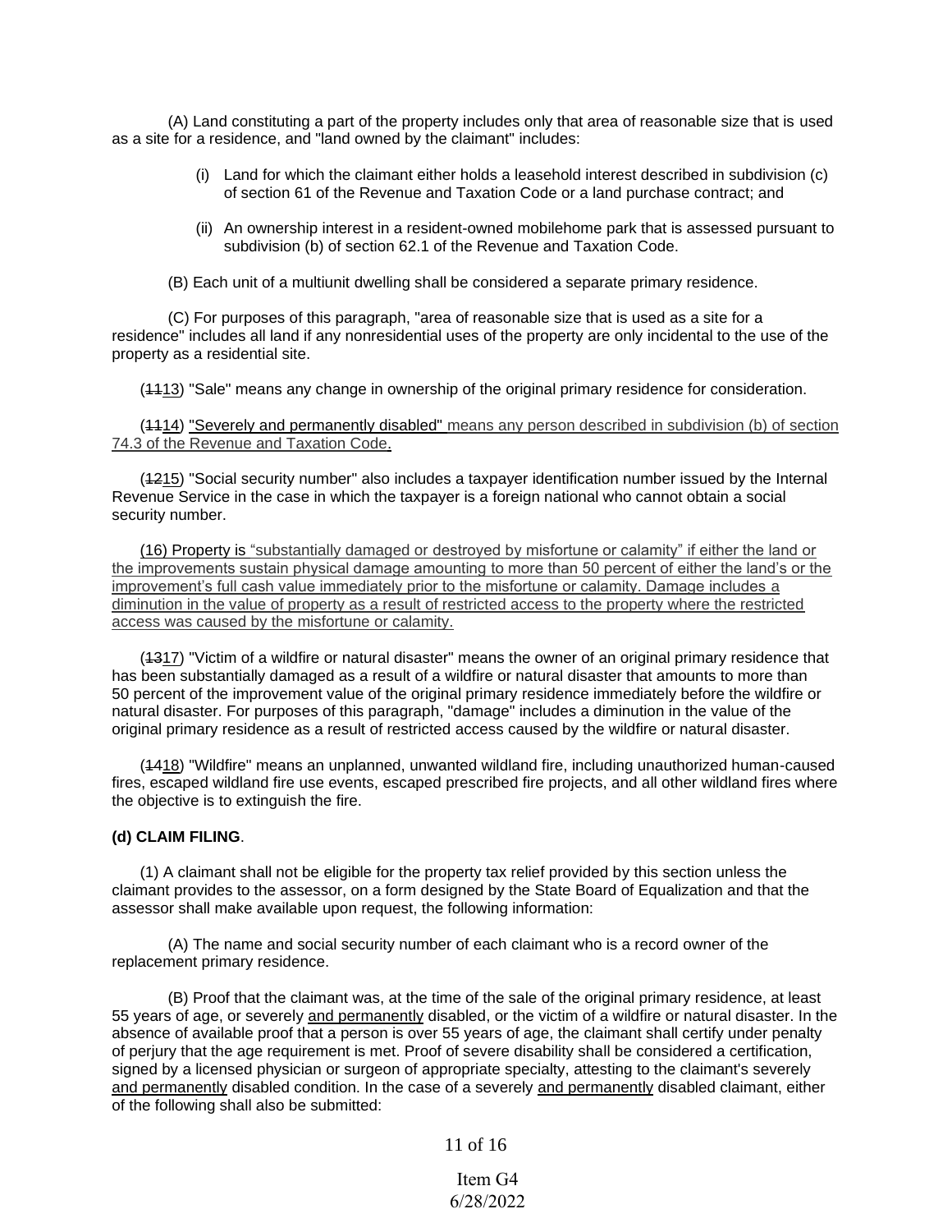(A) Land constituting a part of the property includes only that area of reasonable size that is used as a site for a residence, and "land owned by the claimant" includes:

(i) Land for which the claimant either holds a leasehold interest described in subdivision (c) of section 61 of the Revenue and Taxation Code or a land purchase contract; and

(ii) An ownership interest in a resident-owned mobilehome park that is assessed pursuant to subdivision (b) of section 62.1 of the Revenue and Taxation Code.

(B) Each unit of a multiunit dwelling shall be considered a separate primary residence.

(C) For purposes of this paragraph, "area of reasonable size that is used as a site for a residence" includes all land if any nonresidential uses of the property are only incidental to the use of the property as a residential site.

(~~11~~13) "Sale" means any change in ownership of the original primary residence for consideration.

(~~11~~14) "Severely and permanently disabled" means any person described in subdivision (b) of section 74.3 of the Revenue and Taxation Code.

(~~12~~15) "Social security number" also includes a taxpayer identification number issued by the Internal Revenue Service in the case in which the taxpayer is a foreign national who cannot obtain a social security number.

(16) Property is "substantially damaged or destroyed by misfortune or calamity" if either the land or the improvements sustain physical damage amounting to more than 50 percent of either the land's or the improvement's full cash value immediately prior to the misfortune or calamity. Damage includes a diminution in the value of property as a result of restricted access to the property where the restricted access was caused by the misfortune or calamity.

(~~13~~17) "Victim of a wildfire or natural disaster" means the owner of an original primary residence that has been substantially damaged as a result of a wildfire or natural disaster that amounts to more than 50 percent of the improvement value of the original primary residence immediately before the wildfire or natural disaster. For purposes of this paragraph, "damage" includes a diminution in the value of the original primary residence as a result of restricted access caused by the wildfire or natural disaster.

(~~14~~18) "Wildfire" means an unplanned, unwanted wildland fire, including unauthorized human-caused fires, escaped wildland fire use events, escaped prescribed fire projects, and all other wildland fires where the objective is to extinguish the fire.

**(d) CLAIM FILING**.

(1) A claimant shall not be eligible for the property tax relief provided by this section unless the claimant provides to the assessor, on a form designed by the State Board of Equalization and that the assessor shall make available upon request, the following information:

(A) The name and social security number of each claimant who is a record owner of the replacement primary residence.

(B) Proof that the claimant was, at the time of the sale of the original primary residence, at least 55 years of age, or severely and permanently disabled, or the victim of a wildfire or natural disaster. In the absence of available proof that a person is over 55 years of age, the claimant shall certify under penalty of perjury that the age requirement is met. Proof of severe disability shall be considered a certification, signed by a licensed physician or surgeon of appropriate specialty, attesting to the claimant's severely and permanently disabled condition. In the case of a severely and permanently disabled claimant, either of the following shall also be submitted: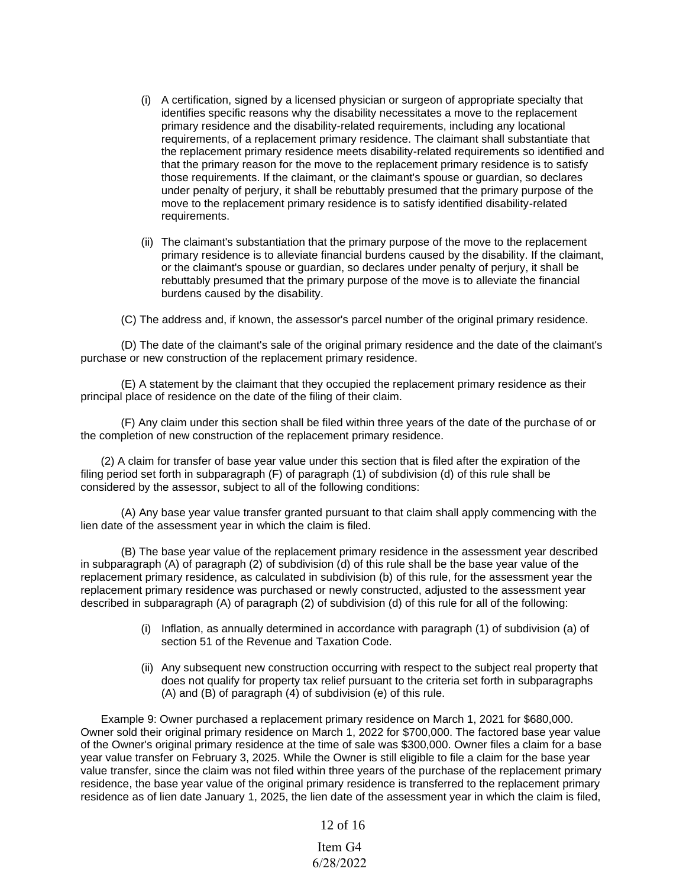(i) A certification, signed by a licensed physician or surgeon of appropriate specialty that identifies specific reasons why the disability necessitates a move to the replacement primary residence and the disability-related requirements, including any locational requirements, of a replacement primary residence. The claimant shall substantiate that the replacement primary residence meets disability-related requirements so identified and that the primary reason for the move to the replacement primary residence is to satisfy those requirements. If the claimant, or the claimant's spouse or guardian, so declares under penalty of perjury, it shall be rebuttably presumed that the primary purpose of the move to the replacement primary residence is to satisfy identified disability-related requirements.

(ii) The claimant's substantiation that the primary purpose of the move to the replacement primary residence is to alleviate financial burdens caused by the disability. If the claimant, or the claimant's spouse or guardian, so declares under penalty of perjury, it shall be rebuttably presumed that the primary purpose of the move is to alleviate the financial burdens caused by the disability.

(C) The address and, if known, the assessor's parcel number of the original primary residence.

(D) The date of the claimant's sale of the original primary residence and the date of the claimant's purchase or new construction of the replacement primary residence.

(E) A statement by the claimant that they occupied the replacement primary residence as their principal place of residence on the date of the filing of their claim.

(F) Any claim under this section shall be filed within three years of the date of the purchase of or the completion of new construction of the replacement primary residence.

(2) A claim for transfer of base year value under this section that is filed after the expiration of the filing period set forth in subparagraph (F) of paragraph (1) of subdivision (d) of this rule shall be considered by the assessor, subject to all of the following conditions:

(A) Any base year value transfer granted pursuant to that claim shall apply commencing with the lien date of the assessment year in which the claim is filed.

(B) The base year value of the replacement primary residence in the assessment year described in subparagraph (A) of paragraph (2) of subdivision (d) of this rule shall be the base year value of the replacement primary residence, as calculated in subdivision (b) of this rule, for the assessment year the replacement primary residence was purchased or newly constructed, adjusted to the assessment year described in subparagraph (A) of paragraph (2) of subdivision (d) of this rule for all of the following:

(i) Inflation, as annually determined in accordance with paragraph (1) of subdivision (a) of section 51 of the Revenue and Taxation Code.

(ii) Any subsequent new construction occurring with respect to the subject real property that does not qualify for property tax relief pursuant to the criteria set forth in subparagraphs (A) and (B) of paragraph (4) of subdivision (e) of this rule.

Example 9: Owner purchased a replacement primary residence on March 1, 2021 for $680,000. Owner sold their original primary residence on March 1, 2022 for $700,000. The factored base year value of the Owner's original primary residence at the time of sale was $300,000. Owner files a claim for a base year value transfer on February 3, 2025. While the Owner is still eligible to file a claim for the base year value transfer, since the claim was not filed within three years of the purchase of the replacement primary residence, the base year value of the original primary residence is transferred to the replacement primary residence as of lien date January 1, 2025, the lien date of the assessment year in which the claim is filed,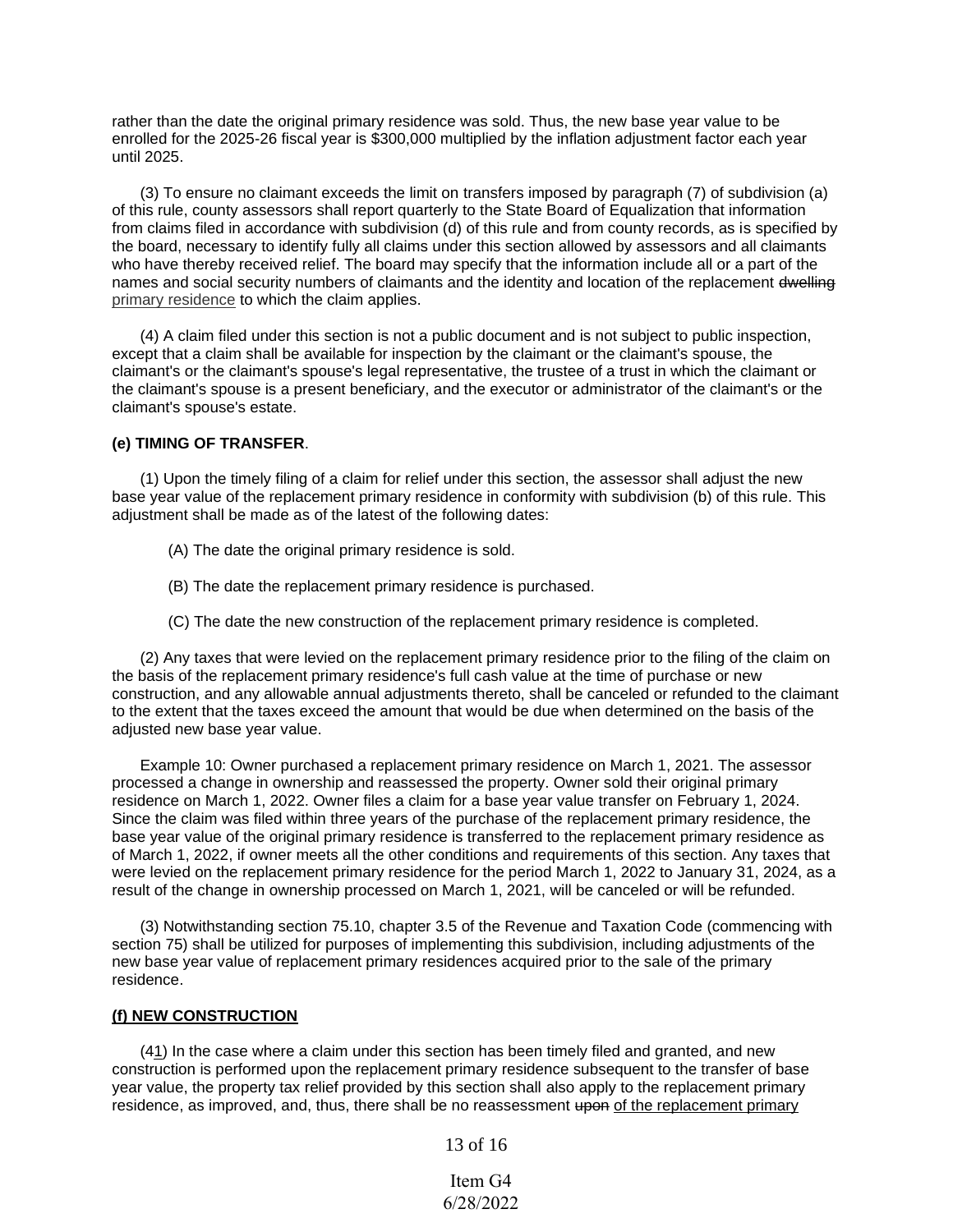rather than the date the original primary residence was sold. Thus, the new base year value to be enrolled for the 2025-26 fiscal year is $300,000 multiplied by the inflation adjustment factor each year until 2025.

(3) To ensure no claimant exceeds the limit on transfers imposed by paragraph (7) of subdivision (a) of this rule, county assessors shall report quarterly to the State Board of Equalization that information from claims filed in accordance with subdivision (d) of this rule and from county records, as is specified by the board, necessary to identify fully all claims under this section allowed by assessors and all claimants who have thereby received relief. The board may specify that the information include all or a part of the names and social security numbers of claimants and the identity and location of the replacement ~~dwelling~~ primary residence to which the claim applies.

(4) A claim filed under this section is not a public document and is not subject to public inspection, except that a claim shall be available for inspection by the claimant or the claimant's spouse, the claimant's or the claimant's spouse's legal representative, the trustee of a trust in which the claimant or the claimant's spouse is a present beneficiary, and the executor or administrator of the claimant's or the claimant's spouse's estate.

**(e) TIMING OF TRANSFER**.

(1) Upon the timely filing of a claim for relief under this section, the assessor shall adjust the new base year value of the replacement primary residence in conformity with subdivision (b) of this rule. This adjustment shall be made as of the latest of the following dates:

(A) The date the original primary residence is sold.

(B) The date the replacement primary residence is purchased.

(C) The date the new construction of the replacement primary residence is completed.

(2) Any taxes that were levied on the replacement primary residence prior to the filing of the claim on the basis of the replacement primary residence's full cash value at the time of purchase or new construction, and any allowable annual adjustments thereto, shall be canceled or refunded to the claimant to the extent that the taxes exceed the amount that would be due when determined on the basis of the adjusted new base year value.

Example 10: Owner purchased a replacement primary residence on March 1, 2021. The assessor processed a change in ownership and reassessed the property. Owner sold their original primary residence on March 1, 2022. Owner files a claim for a base year value transfer on February 1, 2024. Since the claim was filed within three years of the purchase of the replacement primary residence, the base year value of the original primary residence is transferred to the replacement primary residence as of March 1, 2022, if owner meets all the other conditions and requirements of this section. Any taxes that were levied on the replacement primary residence for the period March 1, 2022 to January 31, 2024, as a result of the change in ownership processed on March 1, 2021, will be canceled or will be refunded.

(3) Notwithstanding section 75.10, chapter 3.5 of the Revenue and Taxation Code (commencing with section 75) shall be utilized for purposes of implementing this subdivision, including adjustments of the new base year value of replacement primary residences acquired prior to the sale of the primary residence.

**<u>(f) NEW CONSTRUCTION</u>**

(~~4~~<u>1</u>) In the case where a claim under this section has been timely filed and granted, and new construction is performed upon the replacement primary residence subsequent to the transfer of base year value, the property tax relief provided by this section shall also apply to the replacement primary residence, as improved, and, thus, there shall be no reassessment ~~upon~~ <u>of the replacement primary</u>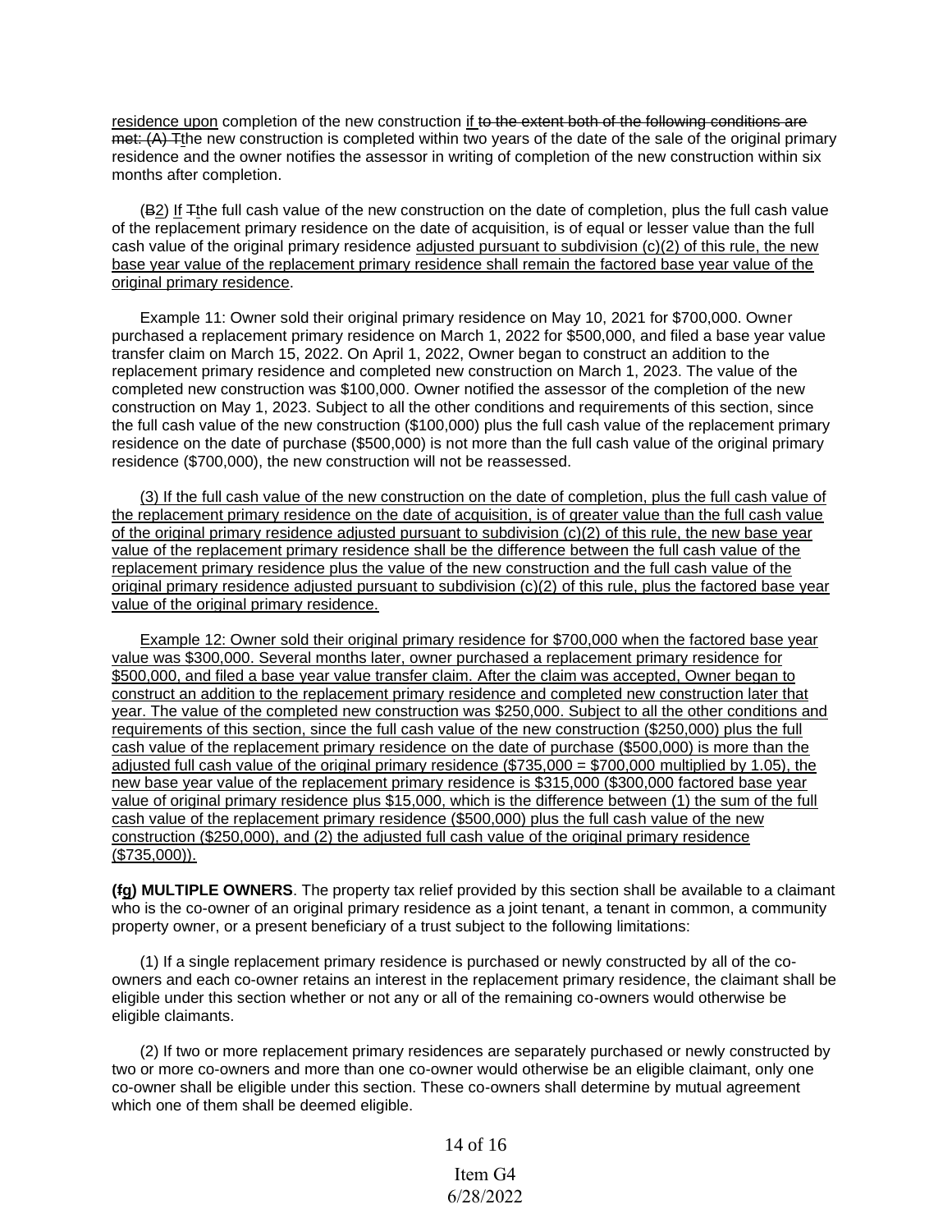residence upon completion of the new construction if to the extent both of the following conditions are met: (A) Tthe new construction is completed within two years of the date of the sale of the original primary residence and the owner notifies the assessor in writing of completion of the new construction within six months after completion.

(B2) If Tthe full cash value of the new construction on the date of completion, plus the full cash value of the replacement primary residence on the date of acquisition, is of equal or lesser value than the full cash value of the original primary residence adjusted pursuant to subdivision (c)(2) of this rule, the new base year value of the replacement primary residence shall remain the factored base year value of the original primary residence.

Example 11: Owner sold their original primary residence on May 10, 2021 for $700,000. Owner purchased a replacement primary residence on March 1, 2022 for $500,000, and filed a base year value transfer claim on March 15, 2022. On April 1, 2022, Owner began to construct an addition to the replacement primary residence and completed new construction on March 1, 2023. The value of the completed new construction was $100,000. Owner notified the assessor of the completion of the new construction on May 1, 2023. Subject to all the other conditions and requirements of this section, since the full cash value of the new construction ($100,000) plus the full cash value of the replacement primary residence on the date of purchase ($500,000) is not more than the full cash value of the original primary residence ($700,000), the new construction will not be reassessed.

(3) If the full cash value of the new construction on the date of completion, plus the full cash value of the replacement primary residence on the date of acquisition, is of greater value than the full cash value of the original primary residence adjusted pursuant to subdivision (c)(2) of this rule, the new base year value of the replacement primary residence shall be the difference between the full cash value of the replacement primary residence plus the value of the new construction and the full cash value of the original primary residence adjusted pursuant to subdivision (c)(2) of this rule, plus the factored base year value of the original primary residence.

Example 12: Owner sold their original primary residence for $700,000 when the factored base year value was $300,000. Several months later, owner purchased a replacement primary residence for $500,000, and filed a base year value transfer claim. After the claim was accepted, Owner began to construct an addition to the replacement primary residence and completed new construction later that year. The value of the completed new construction was $250,000. Subject to all the other conditions and requirements of this section, since the full cash value of the new construction ($250,000) plus the full cash value of the replacement primary residence on the date of purchase ($500,000) is more than the adjusted full cash value of the original primary residence ($735,000 = $700,000 multiplied by 1.05), the new base year value of the replacement primary residence is $315,000 ($300,000 factored base year value of original primary residence plus $15,000, which is the difference between (1) the sum of the full cash value of the replacement primary residence ($500,000) plus the full cash value of the new construction ($250,000), and (2) the adjusted full cash value of the original primary residence ($735,000)).

**(fg) MULTIPLE OWNERS**. The property tax relief provided by this section shall be available to a claimant who is the co-owner of an original primary residence as a joint tenant, a tenant in common, a community property owner, or a present beneficiary of a trust subject to the following limitations:

(1) If a single replacement primary residence is purchased or newly constructed by all of the co-owners and each co-owner retains an interest in the replacement primary residence, the claimant shall be eligible under this section whether or not any or all of the remaining co-owners would otherwise be eligible claimants.

(2) If two or more replacement primary residences are separately purchased or newly constructed by two or more co-owners and more than one co-owner would otherwise be an eligible claimant, only one co-owner shall be eligible under this section. These co-owners shall determine by mutual agreement which one of them shall be deemed eligible.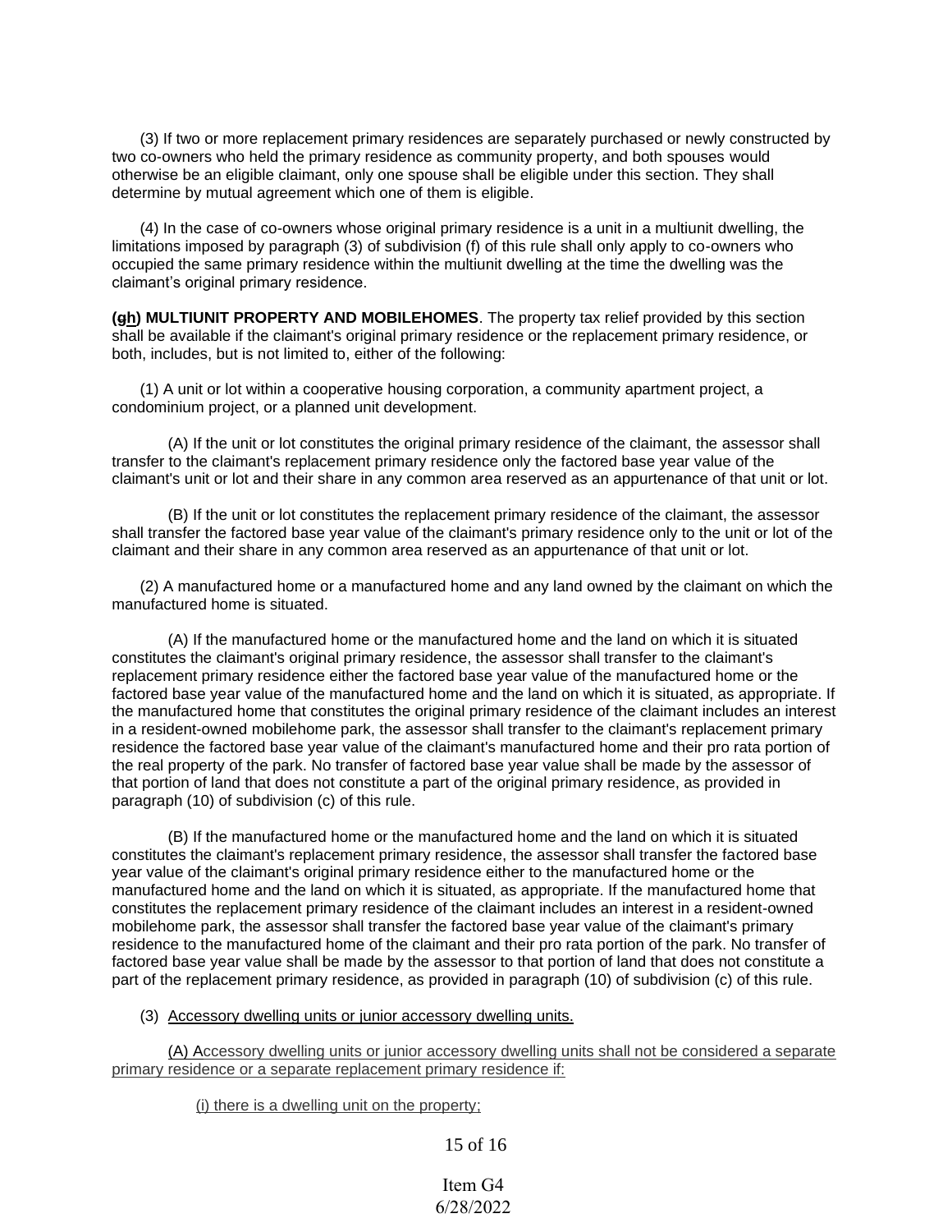(3) If two or more replacement primary residences are separately purchased or newly constructed by two co-owners who held the primary residence as community property, and both spouses would otherwise be an eligible claimant, only one spouse shall be eligible under this section. They shall determine by mutual agreement which one of them is eligible.

(4) In the case of co-owners whose original primary residence is a unit in a multiunit dwelling, the limitations imposed by paragraph (3) of subdivision (f) of this rule shall only apply to co-owners who occupied the same primary residence within the multiunit dwelling at the time the dwelling was the claimant's original primary residence.

**(~~g~~h) MULTIUNIT PROPERTY AND MOBILEHOMES**. The property tax relief provided by this section shall be available if the claimant's original primary residence or the replacement primary residence, or both, includes, but is not limited to, either of the following:

(1) A unit or lot within a cooperative housing corporation, a community apartment project, a condominium project, or a planned unit development.

(A) If the unit or lot constitutes the original primary residence of the claimant, the assessor shall transfer to the claimant's replacement primary residence only the factored base year value of the claimant's unit or lot and their share in any common area reserved as an appurtenance of that unit or lot.

(B) If the unit or lot constitutes the replacement primary residence of the claimant, the assessor shall transfer the factored base year value of the claimant's primary residence only to the unit or lot of the claimant and their share in any common area reserved as an appurtenance of that unit or lot.

(2) A manufactured home or a manufactured home and any land owned by the claimant on which the manufactured home is situated.

(A) If the manufactured home or the manufactured home and the land on which it is situated constitutes the claimant's original primary residence, the assessor shall transfer to the claimant's replacement primary residence either the factored base year value of the manufactured home or the factored base year value of the manufactured home and the land on which it is situated, as appropriate. If the manufactured home that constitutes the original primary residence of the claimant includes an interest in a resident-owned mobilehome park, the assessor shall transfer to the claimant's replacement primary residence the factored base year value of the claimant's manufactured home and their pro rata portion of the real property of the park. No transfer of factored base year value shall be made by the assessor of that portion of land that does not constitute a part of the original primary residence, as provided in paragraph (10) of subdivision (c) of this rule.

(B) If the manufactured home or the manufactured home and the land on which it is situated constitutes the claimant's replacement primary residence, the assessor shall transfer the factored base year value of the claimant's original primary residence either to the manufactured home or the manufactured home and the land on which it is situated, as appropriate. If the manufactured home that constitutes the replacement primary residence of the claimant includes an interest in a resident-owned mobilehome park, the assessor shall transfer the factored base year value of the claimant's primary residence to the manufactured home of the claimant and their pro rata portion of the park. No transfer of factored base year value shall be made by the assessor to that portion of land that does not constitute a part of the replacement primary residence, as provided in paragraph (10) of subdivision (c) of this rule.

(3) <u>Accessory dwelling units or junior accessory dwelling units.</u>

<u>(A) Accessory dwelling units or junior accessory dwelling units shall not be considered a separate primary residence or a separate replacement primary residence if:</u>

<u>(i) there is a dwelling unit on the property;</u>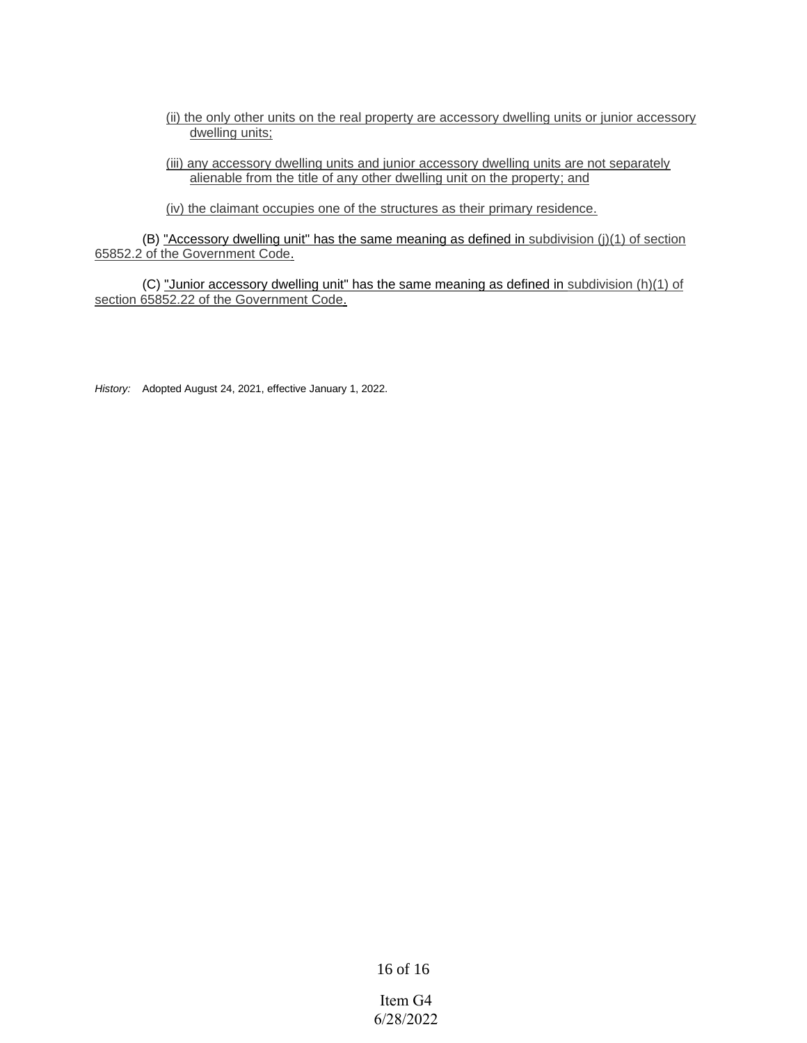(ii) the only other units on the real property are accessory dwelling units or junior accessory dwelling units;

(iii) any accessory dwelling units and junior accessory dwelling units are not separately alienable from the title of any other dwelling unit on the property; and

(iv) the claimant occupies one of the structures as their primary residence.

(B) "Accessory dwelling unit" has the same meaning as defined in subdivision (j)(1) of section 65852.2 of the Government Code.

(C) "Junior accessory dwelling unit" has the same meaning as defined in subdivision (h)(1) of section 65852.22 of the Government Code.

*History:* Adopted August 24, 2021, effective January 1, 2022.